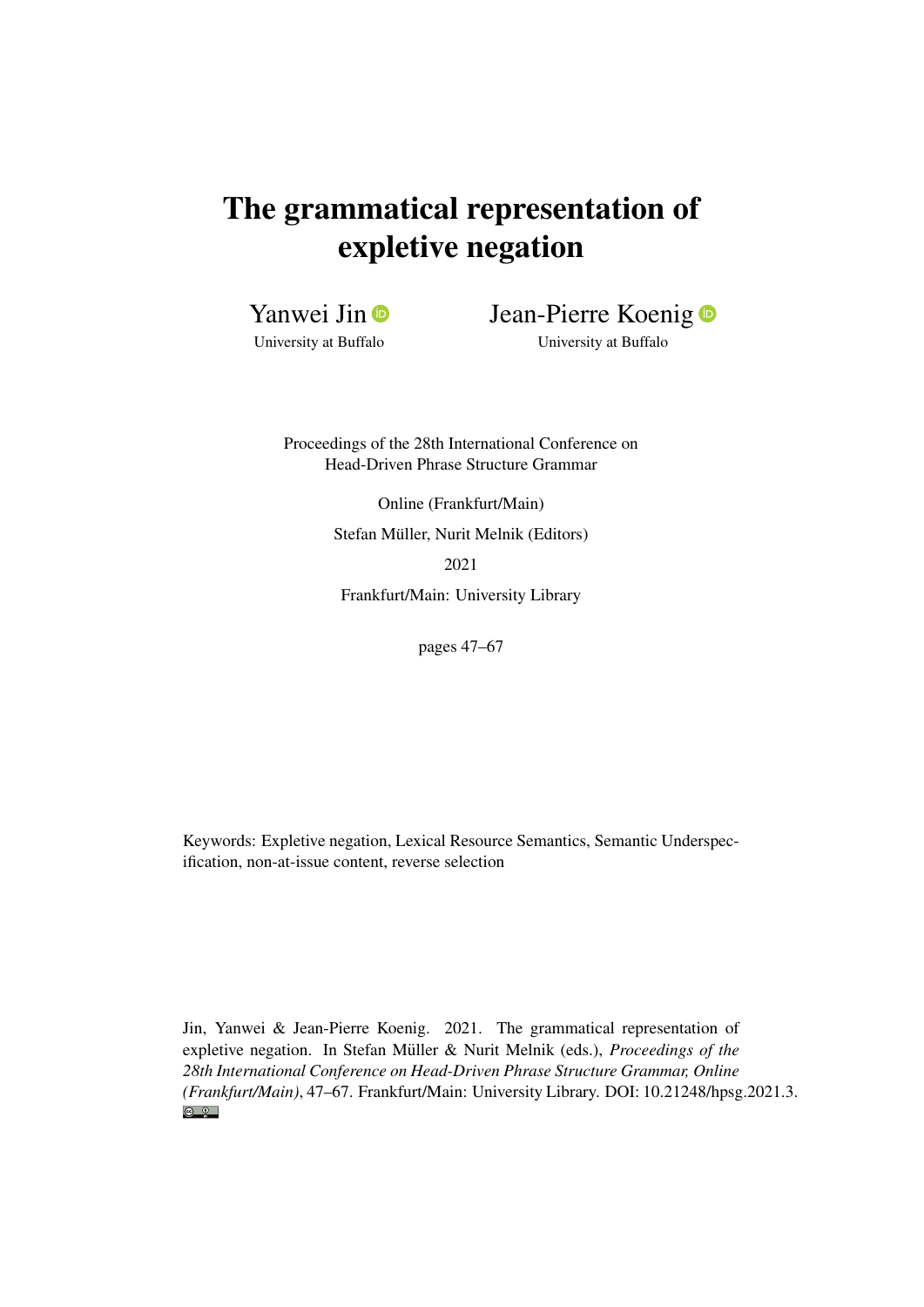# The grammatical representation of expletive negation

Yanwei Jin
University at Buffalo

Jean-Pierre Koenig
University at Buffalo

Proceedings of the 28th International Conference on
Head-Driven Phrase Structure Grammar

Online (Frankfurt/Main)

Stefan Müller, Nurit Melnik (Editors)

2021

Frankfurt/Main: University Library

pages 47–67

Keywords: Expletive negation, Lexical Resource Semantics, Semantic Underspecification, non-at-issue content, reverse selection

Jin, Yanwei & Jean-Pierre Koenig. 2021. The grammatical representation of expletive negation. In Stefan Müller & Nurit Melnik (eds.), *Proceedings of the 28th International Conference on Head-Driven Phrase Structure Grammar, Online (Frankfurt/Main)*, 47–67. Frankfurt/Main: University Library. DOI: 10.21248/hpsg.2021.3.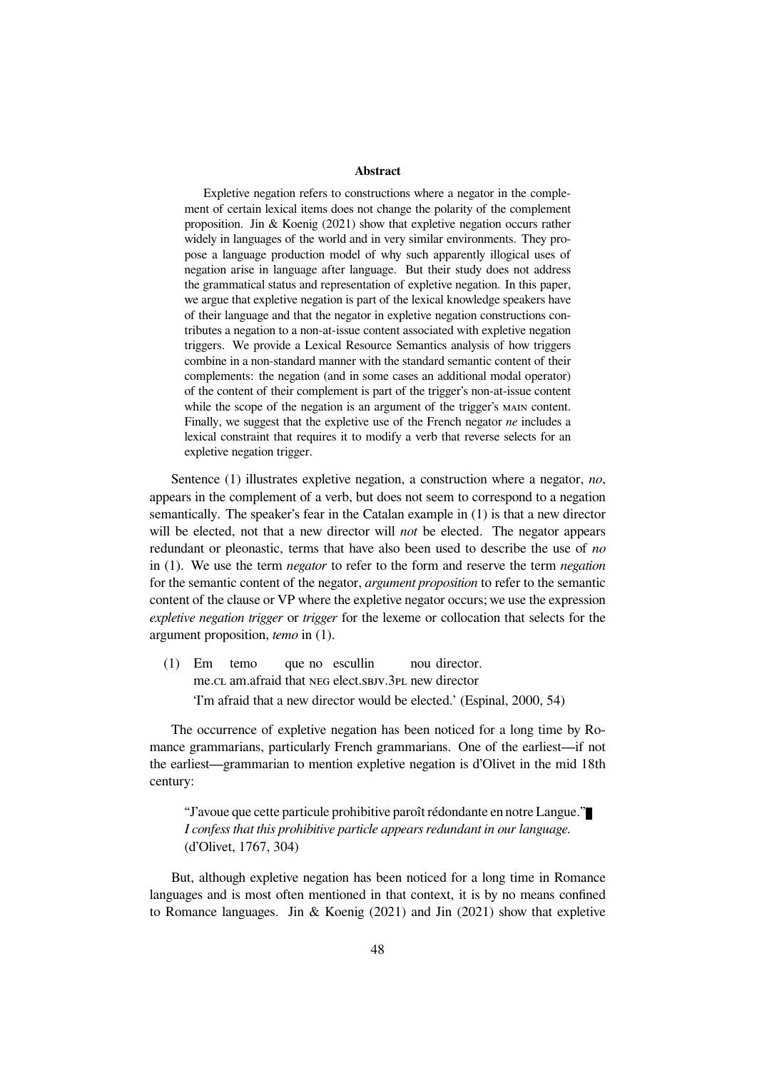**Abstract**

Expletive negation refers to constructions where a negator in the complement of certain lexical items does not change the polarity of the complement proposition. Jin & Koenig (2021) show that expletive negation occurs rather widely in languages of the world and in very similar environments. They propose a language production model of why such apparently illogical uses of negation arise in language after language. But their study does not address the grammatical status and representation of expletive negation. In this paper, we argue that expletive negation is part of the lexical knowledge speakers have of their language and that the negator in expletive negation constructions contributes a negation to a non-at-issue content associated with expletive negation triggers. We provide a Lexical Resource Semantics analysis of how triggers combine in a non-standard manner with the standard semantic content of their complements: the negation (and in some cases an additional modal operator) of the content of their complement is part of the trigger's non-at-issue content while the scope of the negation is an argument of the trigger's MAIN content. Finally, we suggest that the expletive use of the French negator *ne* includes a lexical constraint that requires it to modify a verb that reverse selects for an expletive negation trigger.

Sentence (1) illustrates expletive negation, a construction where a negator, *no*, appears in the complement of a verb, but does not seem to correspond to a negation semantically. The speaker's fear in the Catalan example in (1) is that a new director will be elected, not that a new director will *not* be elected. The negator appears redundant or pleonastic, terms that have also been used to describe the use of *no* in (1). We use the term *negator* to refer to the form and reserve the term *negation* for the semantic content of the negator, *argument proposition* to refer to the semantic content of the clause or VP where the expletive negator occurs; we use the expression *expletive negation trigger* or *trigger* for the lexeme or collocation that selects for the argument proposition, *temo* in (1).

(1) Em temo que no escullin nou director.
me.CL am.afraid that NEG elect.SBJV.3PL new director
'I'm afraid that a new director would be elected.' (Espinal, 2000, 54)

The occurrence of expletive negation has been noticed for a long time by Romance grammarians, particularly French grammarians. One of the earliest—if not the earliest—grammarian to mention expletive negation is d'Olivet in the mid 18th century:

> "J'avoue que cette particule prohibitive paroît rédondante en notre Langue."
> *I confess that this prohibitive particle appears redundant in our language.*
> (d'Olivet, 1767, 304)

But, although expletive negation has been noticed for a long time in Romance languages and is most often mentioned in that context, it is by no means confined to Romance languages. Jin & Koenig (2021) and Jin (2021) show that expletive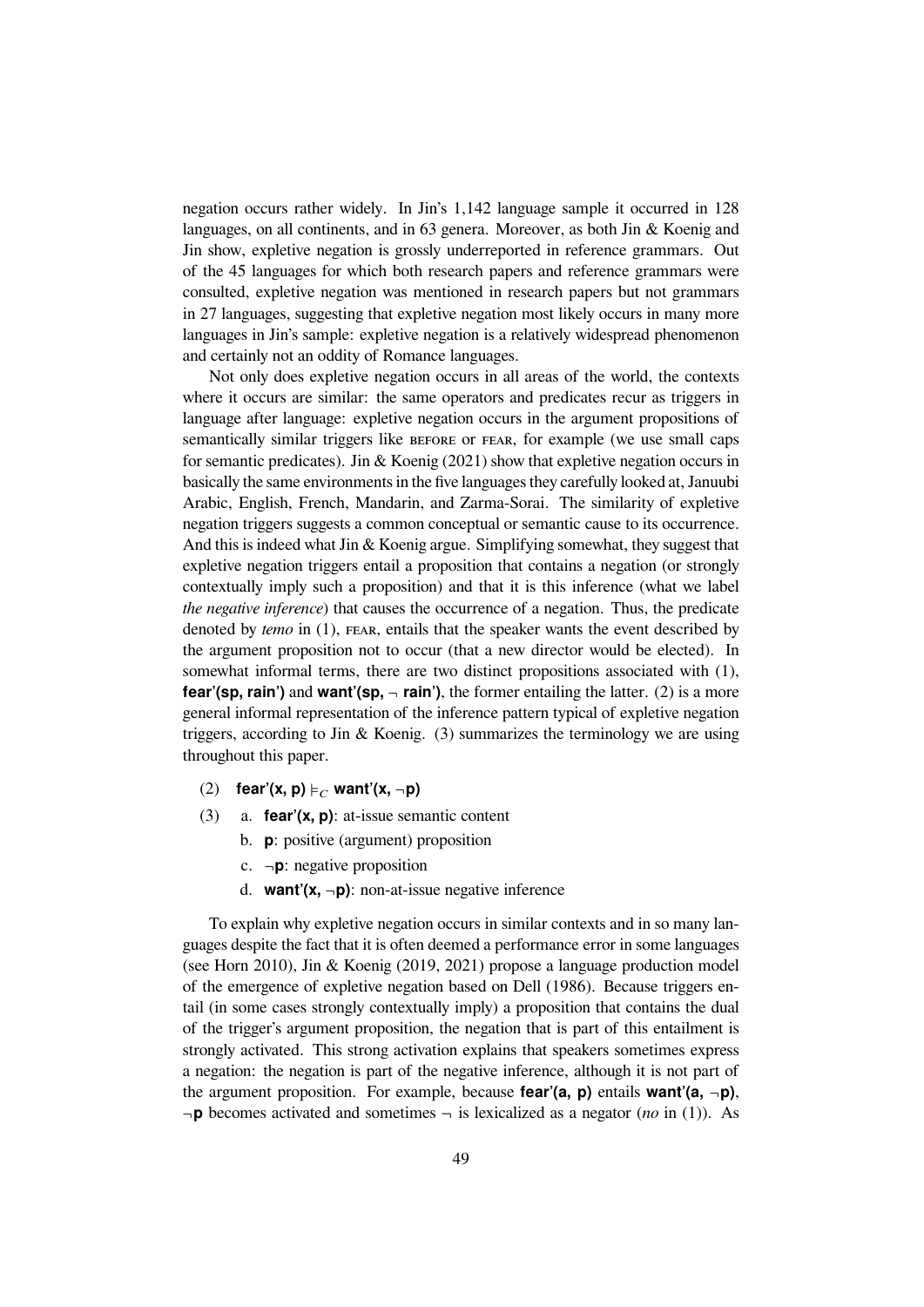negation occurs rather widely. In Jin's 1,142 language sample it occurred in 128 languages, on all continents, and in 63 genera. Moreover, as both Jin & Koenig and Jin show, expletive negation is grossly underreported in reference grammars. Out of the 45 languages for which both research papers and reference grammars were consulted, expletive negation was mentioned in research papers but not grammars in 27 languages, suggesting that expletive negation most likely occurs in many more languages in Jin's sample: expletive negation is a relatively widespread phenomenon and certainly not an oddity of Romance languages.

Not only does expletive negation occurs in all areas of the world, the contexts where it occurs are similar: the same operators and predicates recur as triggers in language after language: expletive negation occurs in the argument propositions of semantically similar triggers like BEFORE or FEAR, for example (we use small caps for semantic predicates). Jin & Koenig (2021) show that expletive negation occurs in basically the same environments in the five languages they carefully looked at, Januubi Arabic, English, French, Mandarin, and Zarma-Sorai. The similarity of expletive negation triggers suggests a common conceptual or semantic cause to its occurrence. And this is indeed what Jin & Koenig argue. Simplifying somewhat, they suggest that expletive negation triggers entail a proposition that contains a negation (or strongly contextually imply such a proposition) and that it is this inference (what we label *the negative inference*) that causes the occurrence of a negation. Thus, the predicate denoted by *temo* in (1), FEAR, entails that the speaker wants the event described by the argument proposition not to occur (that a new director would be elected). In somewhat informal terms, there are two distinct propositions associated with (1), **fear'(sp, rain')** and **want'(sp, ¬ rain')**, the former entailing the latter. (2) is a more general informal representation of the inference pattern typical of expletive negation triggers, according to Jin & Koenig. (3) summarizes the terminology we are using throughout this paper.

(2) **fear'(x, p)** $\models_C$ **want'(x, ¬p)**

(3) a. **fear'(x, p)**: at-issue semantic content
 b. **p**: positive (argument) proposition
 c. ¬**p**: negative proposition
 d. **want'(x, ¬p)**: non-at-issue negative inference

To explain why expletive negation occurs in similar contexts and in so many languages despite the fact that it is often deemed a performance error in some languages (see Horn 2010), Jin & Koenig (2019, 2021) propose a language production model of the emergence of expletive negation based on Dell (1986). Because triggers entail (in some cases strongly contextually imply) a proposition that contains the dual of the trigger's argument proposition, the negation that is part of this entailment is strongly activated. This strong activation explains that speakers sometimes express a negation: the negation is part of the negative inference, although it is not part of the argument proposition. For example, because **fear'(a, p)** entails **want'(a, ¬p)**, ¬**p** becomes activated and sometimes ¬ is lexicalized as a negator (*no* in (1)). As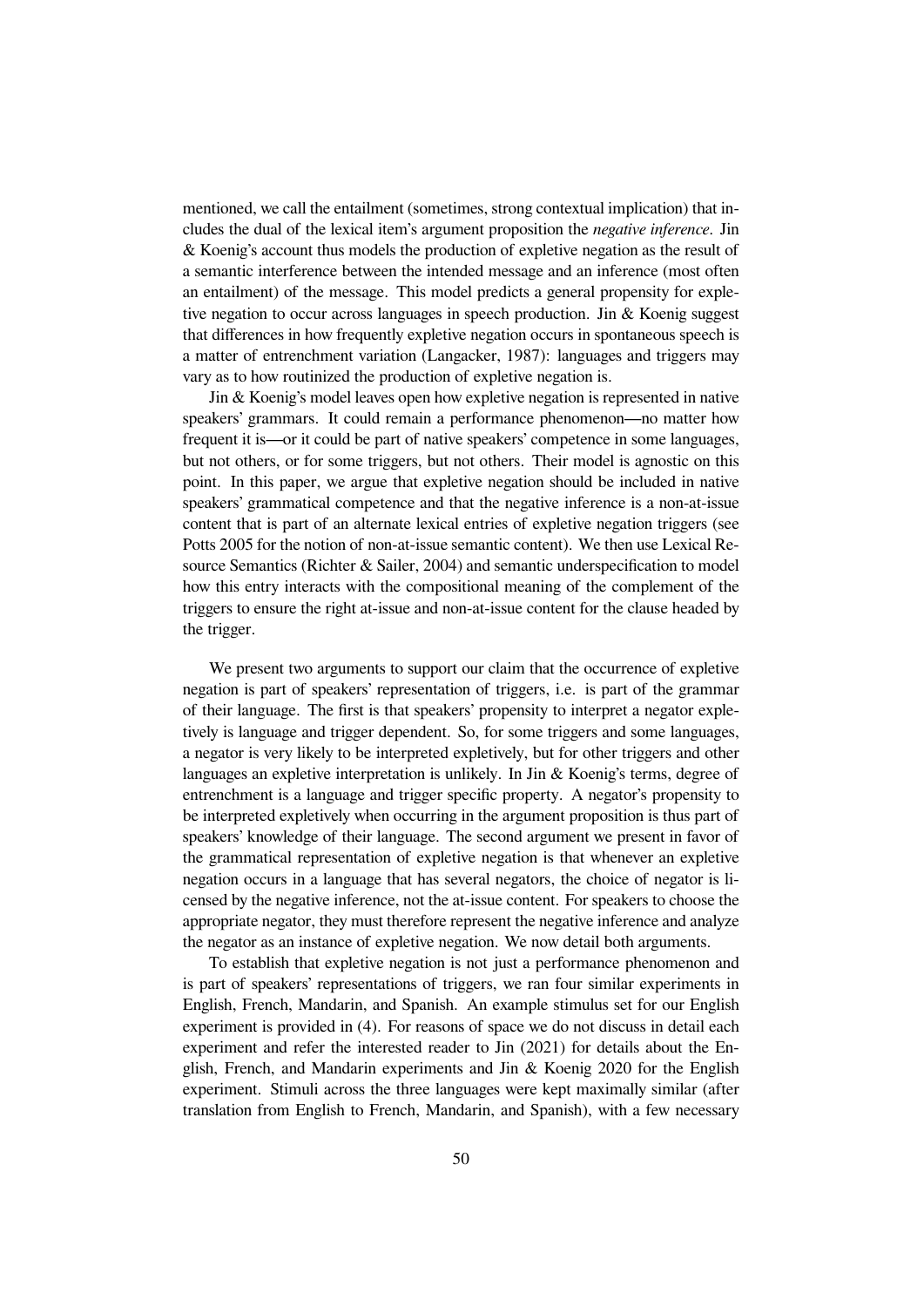mentioned, we call the entailment (sometimes, strong contextual implication) that includes the dual of the lexical item's argument proposition the *negative inference*. Jin & Koenig's account thus models the production of expletive negation as the result of a semantic interference between the intended message and an inference (most often an entailment) of the message. This model predicts a general propensity for expletive negation to occur across languages in speech production. Jin & Koenig suggest that differences in how frequently expletive negation occurs in spontaneous speech is a matter of entrenchment variation (Langacker, 1987): languages and triggers may vary as to how routinized the production of expletive negation is.

Jin & Koenig's model leaves open how expletive negation is represented in native speakers' grammars. It could remain a performance phenomenon—no matter how frequent it is—or it could be part of native speakers' competence in some languages, but not others, or for some triggers, but not others. Their model is agnostic on this point. In this paper, we argue that expletive negation should be included in native speakers' grammatical competence and that the negative inference is a non-at-issue content that is part of an alternate lexical entries of expletive negation triggers (see Potts 2005 for the notion of non-at-issue semantic content). We then use Lexical Resource Semantics (Richter & Sailer, 2004) and semantic underspecification to model how this entry interacts with the compositional meaning of the complement of the triggers to ensure the right at-issue and non-at-issue content for the clause headed by the trigger.

We present two arguments to support our claim that the occurrence of expletive negation is part of speakers' representation of triggers, i.e. is part of the grammar of their language. The first is that speakers' propensity to interpret a negator expletively is language and trigger dependent. So, for some triggers and some languages, a negator is very likely to be interpreted expletively, but for other triggers and other languages an expletive interpretation is unlikely. In Jin & Koenig's terms, degree of entrenchment is a language and trigger specific property. A negator's propensity to be interpreted expletively when occurring in the argument proposition is thus part of speakers' knowledge of their language. The second argument we present in favor of the grammatical representation of expletive negation is that whenever an expletive negation occurs in a language that has several negators, the choice of negator is licensed by the negative inference, not the at-issue content. For speakers to choose the appropriate negator, they must therefore represent the negative inference and analyze the negator as an instance of expletive negation. We now detail both arguments.

To establish that expletive negation is not just a performance phenomenon and is part of speakers' representations of triggers, we ran four similar experiments in English, French, Mandarin, and Spanish. An example stimulus set for our English experiment is provided in (4). For reasons of space we do not discuss in detail each experiment and refer the interested reader to Jin (2021) for details about the English, French, and Mandarin experiments and Jin & Koenig 2020 for the English experiment. Stimuli across the three languages were kept maximally similar (after translation from English to French, Mandarin, and Spanish), with a few necessary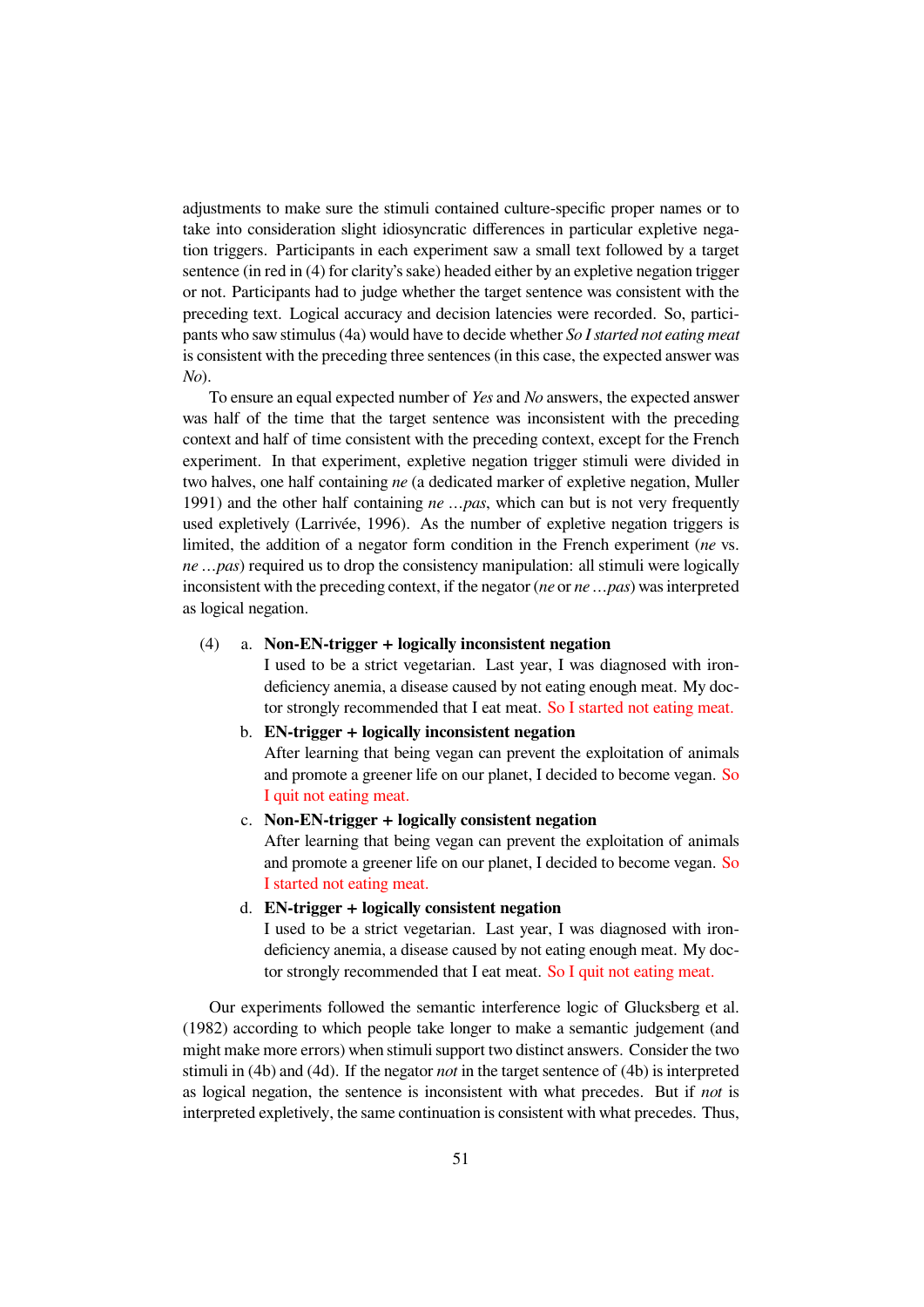adjustments to make sure the stimuli contained culture-specific proper names or to take into consideration slight idiosyncratic differences in particular expletive negation triggers. Participants in each experiment saw a small text followed by a target sentence (in red in (4) for clarity's sake) headed either by an expletive negation trigger or not. Participants had to judge whether the target sentence was consistent with the preceding text. Logical accuracy and decision latencies were recorded. So, participants who saw stimulus (4a) would have to decide whether *So I started not eating meat* is consistent with the preceding three sentences (in this case, the expected answer was *No*).

To ensure an equal expected number of *Yes* and *No* answers, the expected answer was half of the time that the target sentence was inconsistent with the preceding context and half of time consistent with the preceding context, except for the French experiment. In that experiment, expletive negation trigger stimuli were divided in two halves, one half containing *ne* (a dedicated marker of expletive negation, Muller 1991) and the other half containing *ne …pas*, which can but is not very frequently used expletively (Larrivée, 1996). As the number of expletive negation triggers is limited, the addition of a negator form condition in the French experiment (*ne* vs. *ne …pas*) required us to drop the consistency manipulation: all stimuli were logically inconsistent with the preceding context, if the negator (*ne* or *ne …pas*) was interpreted as logical negation.

(4) a. **Non-EN-trigger + logically inconsistent negation**
I used to be a strict vegetarian. Last year, I was diagnosed with iron-deficiency anemia, a disease caused by not eating enough meat. My doctor strongly recommended that I eat meat. So I started not eating meat.

b. **EN-trigger + logically inconsistent negation**
After learning that being vegan can prevent the exploitation of animals and promote a greener life on our planet, I decided to become vegan. So I quit not eating meat.

c. **Non-EN-trigger + logically consistent negation**
After learning that being vegan can prevent the exploitation of animals and promote a greener life on our planet, I decided to become vegan. So I started not eating meat.

d. **EN-trigger + logically consistent negation**
I used to be a strict vegetarian. Last year, I was diagnosed with iron-deficiency anemia, a disease caused by not eating enough meat. My doctor strongly recommended that I eat meat. So I quit not eating meat.

Our experiments followed the semantic interference logic of Glucksberg et al. (1982) according to which people take longer to make a semantic judgement (and might make more errors) when stimuli support two distinct answers. Consider the two stimuli in (4b) and (4d). If the negator *not* in the target sentence of (4b) is interpreted as logical negation, the sentence is inconsistent with what precedes. But if *not* is interpreted expletively, the same continuation is consistent with what precedes. Thus,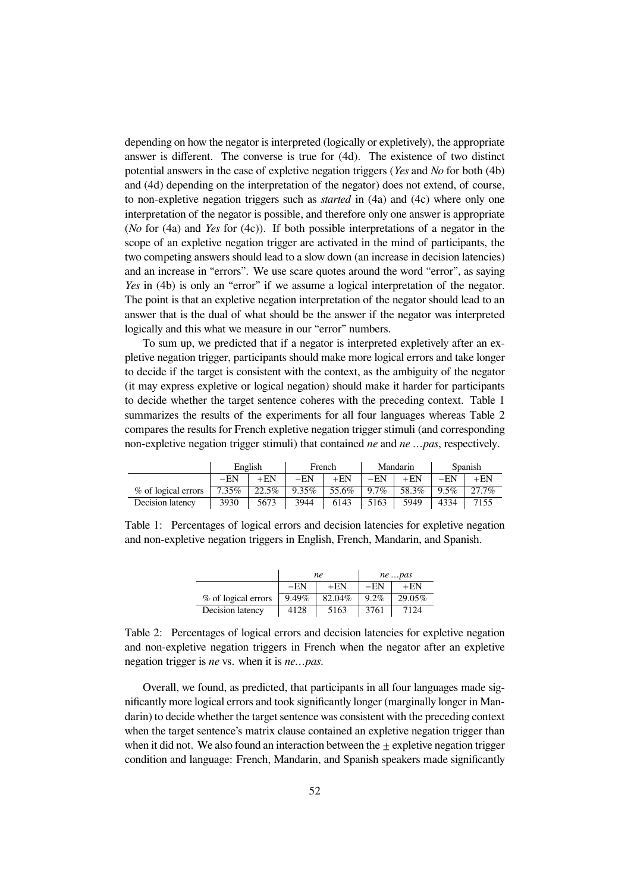depending on how the negator is interpreted (logically or expletively), the appropriate answer is different. The converse is true for (4d). The existence of two distinct potential answers in the case of expletive negation triggers (*Yes* and *No* for both (4b) and (4d) depending on the interpretation of the negator) does not extend, of course, to non-expletive negation triggers such as *started* in (4a) and (4c) where only one interpretation of the negator is possible, and therefore only one answer is appropriate (*No* for (4a) and *Yes* for (4c)). If both possible interpretations of a negator in the scope of an expletive negation trigger are activated in the mind of participants, the two competing answers should lead to a slow down (an increase in decision latencies) and an increase in "errors". We use scare quotes around the word "error", as saying *Yes* in (4b) is only an "error" if we assume a logical interpretation of the negator. The point is that an expletive negation interpretation of the negator should lead to an answer that is the dual of what should be the answer if the negator was interpreted logically and this what we measure in our "error" numbers.

To sum up, we predicted that if a negator is interpreted expletively after an expletive negation trigger, participants should make more logical errors and take longer to decide if the target is consistent with the context, as the ambiguity of the negator (it may express expletive or logical negation) should make it harder for participants to decide whether the target sentence coheres with the preceding context. Table 1 summarizes the results of the experiments for all four languages whereas Table 2 compares the results for French expletive negation trigger stimuli (and corresponding non-expletive negation trigger stimuli) that contained *ne* and *ne …pas*, respectively.

| | English | | French | | Mandarin | | Spanish | |
|---|---|---|---|---|---|---|---|---|
| | −EN | +EN | −EN | +EN | −EN | +EN | −EN | +EN |
| % of logical errors | 7.35% | 22.5% | 9.35% | 55.6% | 9.7% | 58.3% | 9.5% | 27.7% |
| Decision latency | 3930 | 5673 | 3944 | 6143 | 5163 | 5949 | 4334 | 7155 |

Table 1: Percentages of logical errors and decision latencies for expletive negation and non-expletive negation triggers in English, French, Mandarin, and Spanish.

| | *ne* | | *ne …pas* | |
|---|---|---|---|---|
| | −EN | +EN | −EN | +EN |
| % of logical errors | 9.49% | 82.04% | 9.2% | 29.05% |
| Decision latency | 4128 | 5163 | 3761 | 7124 |

Table 2: Percentages of logical errors and decision latencies for expletive negation and non-expletive negation triggers in French when the negator after an expletive negation trigger is *ne* vs. when it is *ne…pas*.

Overall, we found, as predicted, that participants in all four languages made significantly more logical errors and took significantly longer (marginally longer in Mandarin) to decide whether the target sentence was consistent with the preceding context when the target sentence's matrix clause contained an expletive negation trigger than when it did not. We also found an interaction between the $\pm$ expletive negation trigger condition and language: French, Mandarin, and Spanish speakers made significantly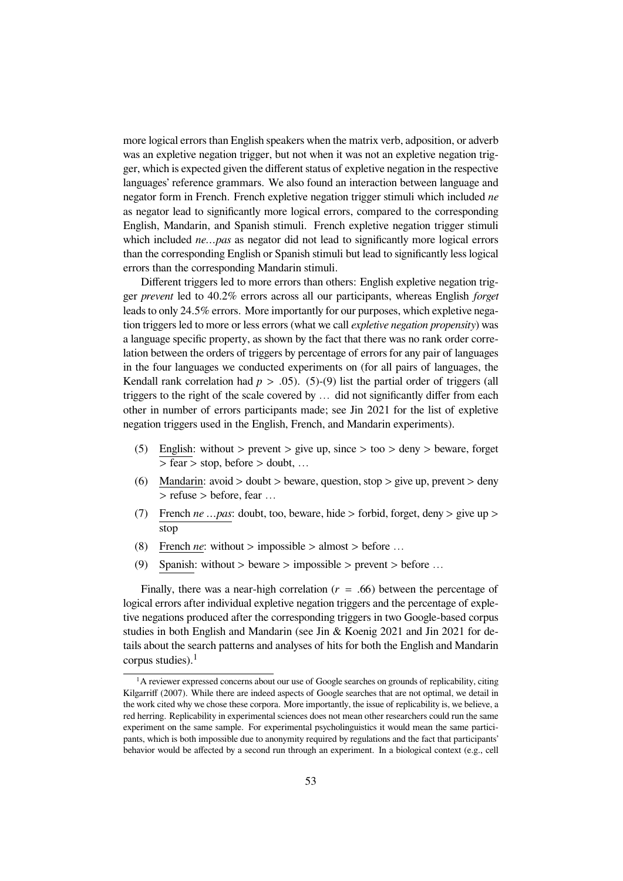more logical errors than English speakers when the matrix verb, adposition, or adverb was an expletive negation trigger, but not when it was not an expletive negation trigger, which is expected given the different status of expletive negation in the respective languages' reference grammars. We also found an interaction between language and negator form in French. French expletive negation trigger stimuli which included *ne* as negator lead to significantly more logical errors, compared to the corresponding English, Mandarin, and Spanish stimuli. French expletive negation trigger stimuli which included *ne…pas* as negator did not lead to significantly more logical errors than the corresponding English or Spanish stimuli but lead to significantly less logical errors than the corresponding Mandarin stimuli.

Different triggers led to more errors than others: English expletive negation trigger *prevent* led to 40.2% errors across all our participants, whereas English *forget* leads to only 24.5% errors. More importantly for our purposes, which expletive negation triggers led to more or less errors (what we call *expletive negation propensity*) was a language specific property, as shown by the fact that there was no rank order correlation between the orders of triggers by percentage of errors for any pair of languages in the four languages we conducted experiments on (for all pairs of languages, the Kendall rank correlation had $p > .05$). (5)-(9) list the partial order of triggers (all triggers to the right of the scale covered by … did not significantly differ from each other in number of errors participants made; see Jin 2021 for the list of expletive negation triggers used in the English, French, and Mandarin experiments).

(5) English: without > prevent > give up, since > too > deny > beware, forget > fear > stop, before > doubt, …

(6) Mandarin: avoid > doubt > beware, question, stop > give up, prevent > deny > refuse > before, fear …

(7) French *ne …pas*: doubt, too, beware, hide > forbid, forget, deny > give up > stop

(8) French *ne*: without > impossible > almost > before …

(9) Spanish: without > beware > impossible > prevent > before …

Finally, there was a near-high correlation ($r = .66$) between the percentage of logical errors after individual expletive negation triggers and the percentage of expletive negations produced after the corresponding triggers in two Google-based corpus studies in both English and Mandarin (see Jin & Koenig 2021 and Jin 2021 for details about the search patterns and analyses of hits for both the English and Mandarin corpus studies).[1]

[1] A reviewer expressed concerns about our use of Google searches on grounds of replicability, citing Kilgarriff (2007). While there are indeed aspects of Google searches that are not optimal, we detail in the work cited why we chose these corpora. More importantly, the issue of replicability is, we believe, a red herring. Replicability in experimental sciences does not mean other researchers could run the same experiment on the same sample. For experimental psycholinguistics it would mean the same participants, which is both impossible due to anonymity required by regulations and the fact that participants' behavior would be affected by a second run through an experiment. In a biological context (e.g., cell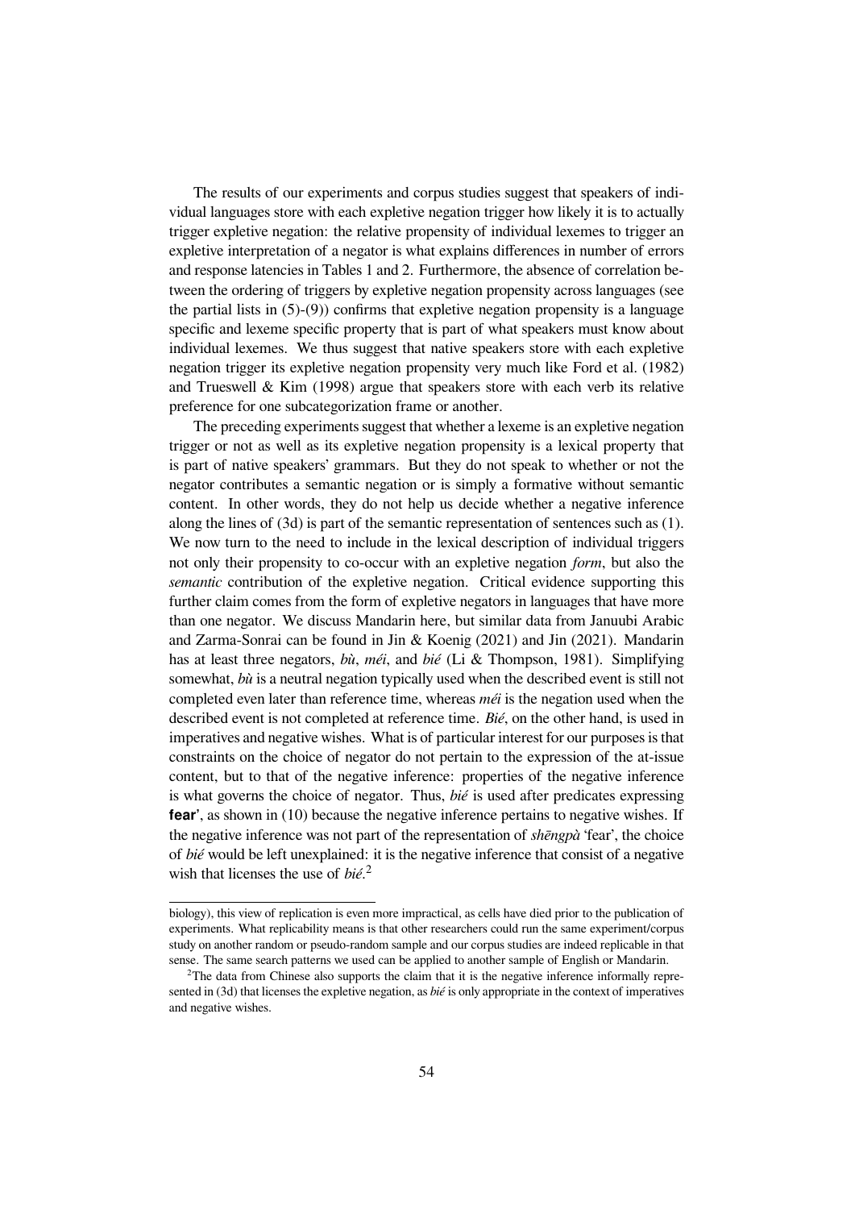The results of our experiments and corpus studies suggest that speakers of individual languages store with each expletive negation trigger how likely it is to actually trigger expletive negation: the relative propensity of individual lexemes to trigger an expletive interpretation of a negator is what explains differences in number of errors and response latencies in Tables 1 and 2. Furthermore, the absence of correlation between the ordering of triggers by expletive negation propensity across languages (see the partial lists in (5)-(9)) confirms that expletive negation propensity is a language specific and lexeme specific property that is part of what speakers must know about individual lexemes. We thus suggest that native speakers store with each expletive negation trigger its expletive negation propensity very much like Ford et al. (1982) and Trueswell & Kim (1998) argue that speakers store with each verb its relative preference for one subcategorization frame or another.

The preceding experiments suggest that whether a lexeme is an expletive negation trigger or not as well as its expletive negation propensity is a lexical property that is part of native speakers' grammars. But they do not speak to whether or not the negator contributes a semantic negation or is simply a formative without semantic content. In other words, they do not help us decide whether a negative inference along the lines of (3d) is part of the semantic representation of sentences such as (1). We now turn to the need to include in the lexical description of individual triggers not only their propensity to co-occur with an expletive negation *form*, but also the *semantic* contribution of the expletive negation. Critical evidence supporting this further claim comes from the form of expletive negators in languages that have more than one negator. We discuss Mandarin here, but similar data from Januubi Arabic and Zarma-Sonrai can be found in Jin & Koenig (2021) and Jin (2021). Mandarin has at least three negators, *bù*, *méi*, and *bié* (Li & Thompson, 1981). Simplifying somewhat, *bù* is a neutral negation typically used when the described event is still not completed even later than reference time, whereas *méi* is the negation used when the described event is not completed at reference time. *Bié*, on the other hand, is used in imperatives and negative wishes. What is of particular interest for our purposes is that constraints on the choice of negator do not pertain to the expression of the at-issue content, but to that of the negative inference: properties of the negative inference is what governs the choice of negator. Thus, *bié* is used after predicates expressing **fear**', as shown in (10) because the negative inference pertains to negative wishes. If the negative inference was not part of the representation of *shēngpà* 'fear', the choice of *bié* would be left unexplained: it is the negative inference that consist of a negative wish that licenses the use of *bié*.[2]

---

biology), this view of replication is even more impractical, as cells have died prior to the publication of experiments. What replicability means is that other researchers could run the same experiment/corpus study on another random or pseudo-random sample and our corpus studies are indeed replicable in that sense. The same search patterns we used can be applied to another sample of English or Mandarin.

[2]The data from Chinese also supports the claim that it is the negative inference informally represented in (3d) that licenses the expletive negation, as *bié* is only appropriate in the context of imperatives and negative wishes.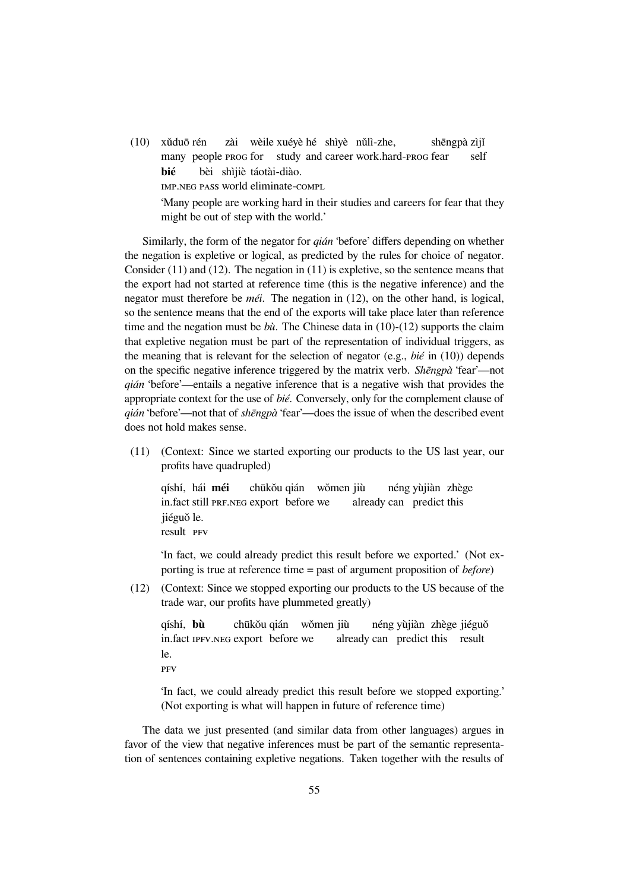(10) xǔduō rén zài wèile xuéyè hé shìyè nǔlì-zhe, shēngpà zìjǐ
many people PROG for study and career work.hard-PROG fear self
**bié** bèi shìjiè táotài-diào.
IMP.NEG PASS world eliminate-COMPL
'Many people are working hard in their studies and careers for fear that they might be out of step with the world.'

Similarly, the form of the negator for *qián* 'before' differs depending on whether the negation is expletive or logical, as predicted by the rules for choice of negator. Consider (11) and (12). The negation in (11) is expletive, so the sentence means that the export had not started at reference time (this is the negative inference) and the negator must therefore be *méi*. The negation in (12), on the other hand, is logical, so the sentence means that the end of the exports will take place later than reference time and the negation must be *bù*. The Chinese data in (10)-(12) supports the claim that expletive negation must be part of the representation of individual triggers, as the meaning that is relevant for the selection of negator (e.g., *bié* in (10)) depends on the specific negative inference triggered by the matrix verb. *Shēngpà* 'fear'—not *qián* 'before'—entails a negative inference that is a negative wish that provides the appropriate context for the use of *bié*. Conversely, only for the complement clause of *qián* 'before'—not that of *shēngpà* 'fear'—does the issue of when the described event does not hold makes sense.

(11) (Context: Since we started exporting our products to the US last year, our profits have quadrupled)

qíshí, hái **méi** chūkǒu qián wǒmen jiù néng yùjiàn zhège
in.fact still PRF.NEG export before we already can predict this
jiéguǒ le.
result PFV

'In fact, we could already predict this result before we exported.' (Not exporting is true at reference time = past of argument proposition of *before*)

(12) (Context: Since we stopped exporting our products to the US because of the trade war, our profits have plummeted greatly)

qíshí, **bù** chūkǒu qián wǒmen jiù néng yùjiàn zhège jiéguǒ
in.fact IPFV.NEG export before we already can predict this result
le.
PFV

'In fact, we could already predict this result before we stopped exporting.' (Not exporting is what will happen in future of reference time)

The data we just presented (and similar data from other languages) argues in favor of the view that negative inferences must be part of the semantic representation of sentences containing expletive negations. Taken together with the results of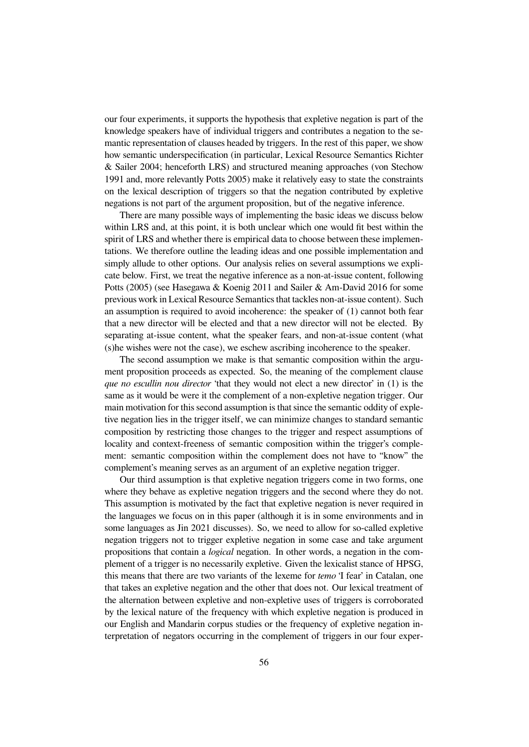our four experiments, it supports the hypothesis that expletive negation is part of the knowledge speakers have of individual triggers and contributes a negation to the semantic representation of clauses headed by triggers. In the rest of this paper, we show how semantic underspecification (in particular, Lexical Resource Semantics Richter & Sailer 2004; henceforth LRS) and structured meaning approaches (von Stechow 1991 and, more relevantly Potts 2005) make it relatively easy to state the constraints on the lexical description of triggers so that the negation contributed by expletive negations is not part of the argument proposition, but of the negative inference.

There are many possible ways of implementing the basic ideas we discuss below within LRS and, at this point, it is both unclear which one would fit best within the spirit of LRS and whether there is empirical data to choose between these implementations. We therefore outline the leading ideas and one possible implementation and simply allude to other options. Our analysis relies on several assumptions we explicate below. First, we treat the negative inference as a non-at-issue content, following Potts (2005) (see Hasegawa & Koenig 2011 and Sailer & Am-David 2016 for some previous work in Lexical Resource Semantics that tackles non-at-issue content). Such an assumption is required to avoid incoherence: the speaker of (1) cannot both fear that a new director will be elected and that a new director will not be elected. By separating at-issue content, what the speaker fears, and non-at-issue content (what (s)he wishes were not the case), we eschew ascribing incoherence to the speaker.

The second assumption we make is that semantic composition within the argument proposition proceeds as expected. So, the meaning of the complement clause *que no escullin nou director* 'that they would not elect a new director' in (1) is the same as it would be were it the complement of a non-expletive negation trigger. Our main motivation for this second assumption is that since the semantic oddity of expletive negation lies in the trigger itself, we can minimize changes to standard semantic composition by restricting those changes to the trigger and respect assumptions of locality and context-freeness of semantic composition within the trigger's complement: semantic composition within the complement does not have to "know" the complement's meaning serves as an argument of an expletive negation trigger.

Our third assumption is that expletive negation triggers come in two forms, one where they behave as expletive negation triggers and the second where they do not. This assumption is motivated by the fact that expletive negation is never required in the languages we focus on in this paper (although it is in some environments and in some languages as Jin 2021 discusses). So, we need to allow for so-called expletive negation triggers not to trigger expletive negation in some case and take argument propositions that contain a *logical* negation. In other words, a negation in the complement of a trigger is no necessarily expletive. Given the lexicalist stance of HPSG, this means that there are two variants of the lexeme for *temo* 'I fear' in Catalan, one that takes an expletive negation and the other that does not. Our lexical treatment of the alternation between expletive and non-expletive uses of triggers is corroborated by the lexical nature of the frequency with which expletive negation is produced in our English and Mandarin corpus studies or the frequency of expletive negation interpretation of negators occurring in the complement of triggers in our four exper-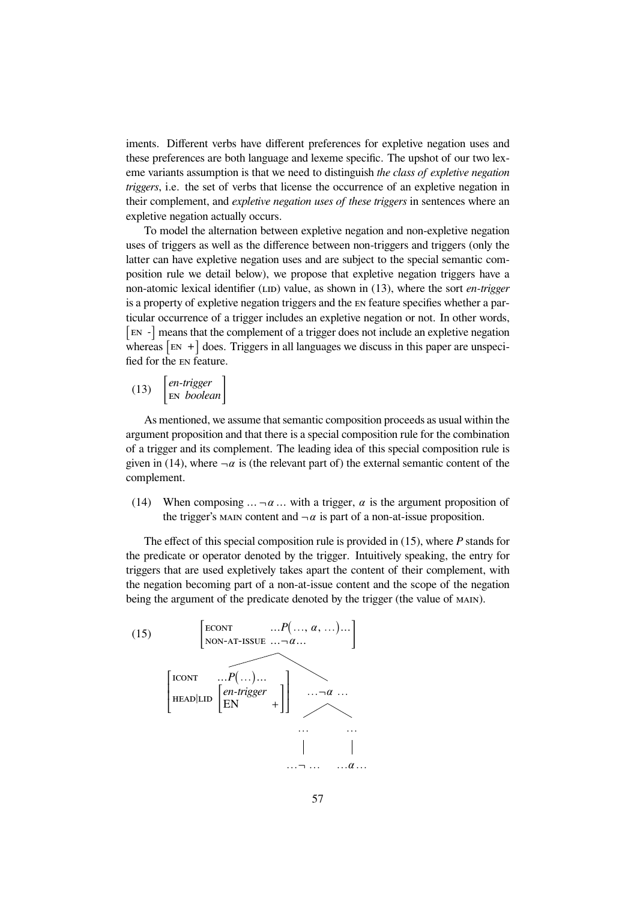iments. Different verbs have different preferences for expletive negation uses and these preferences are both language and lexeme specific. The upshot of our two lexeme variants assumption is that we need to distinguish *the class of expletive negation triggers*, i.e. the set of verbs that license the occurrence of an expletive negation in their complement, and *expletive negation uses of these triggers* in sentences where an expletive negation actually occurs.

To model the alternation between expletive negation and non-expletive negation uses of triggers as well as the difference between non-triggers and triggers (only the latter can have expletive negation uses and are subject to the special semantic composition rule we detail below), we propose that expletive negation triggers have a non-atomic lexical identifier (LID) value, as shown in (13), where the sort *en-trigger* is a property of expletive negation triggers and the EN feature specifies whether a particular occurrence of a trigger includes an expletive negation or not. In other words, $\left[\text{EN}\ \text{-}\right]$ means that the complement of a trigger does not include an expletive negation whereas $\left[\text{EN}\ +\right]$ does. Triggers in all languages we discuss in this paper are unspecified for the EN feature.

(13) $\begin{bmatrix} \textit{en-trigger} \\ \text{EN}\ \textit{boolean} \end{bmatrix}$

As mentioned, we assume that semantic composition proceeds as usual within the argument proposition and that there is a special composition rule for the combination of a trigger and its complement. The leading idea of this special composition rule is given in (14), where $\neg\alpha$ is (the relevant part of) the external semantic content of the complement.

(14) When composing $\ldots\neg\alpha\ldots$ with a trigger, $\alpha$ is the argument proposition of the trigger's MAIN content and $\neg\alpha$ is part of a non-at-issue proposition.

The effect of this special composition rule is provided in (15), where *P* stands for the predicate or operator denoted by the trigger. Intuitively speaking, the entry for triggers that are used expletively takes apart the content of their complement, with the negation becoming part of a non-at-issue content and the scope of the negation being the argument of the predicate denoted by the trigger (the value of MAIN).

(15)

$$\begin{bmatrix} \text{ECONT} & \ldots P(\ldots,\alpha,\ldots)\ldots \\ \text{NON-AT-ISSUE} & \ldots\neg\alpha\ldots \end{bmatrix}$$

$$\begin{bmatrix} \text{ICONT} & \ldots P(\ldots)\ldots \\ \text{HEAD|LID} & \begin{bmatrix} \textit{en-trigger} \\ \text{EN} & + \end{bmatrix} \end{bmatrix} \qquad \ldots\neg\alpha\ldots$$

$$\ldots \qquad \ldots$$

$$\ldots\neg\ldots \qquad \ldots\alpha\ldots$$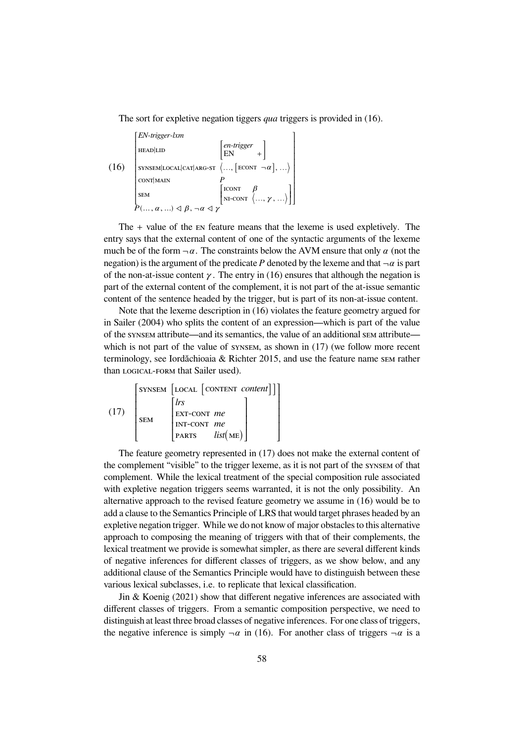The sort for expletive negation tiggers *qua* triggers is provided in (16).

$$
(16)\quad \begin{bmatrix}
\textit{EN-trigger-lxm} & \\
\text{HEAD}|\text{LID} & \begin{bmatrix} \textit{en-trigger} \\ \text{EN} \quad + \end{bmatrix} \\
\text{SYNSEM}|\text{LOCAL}|\text{CAT}|\text{ARG-ST} & \left\langle \ldots, \begin{bmatrix} \text{ECONT} \;\; \neg\alpha \end{bmatrix}, \ldots \right\rangle \\
\text{CONT}|\text{MAIN} & P \\
\text{SEM} & \begin{bmatrix} \text{ICONT} & \beta \\ \text{NI-CONT} & \langle \ldots, \gamma, \ldots \rangle \end{bmatrix}
\end{bmatrix}
$$

$$
P(\ldots, \alpha, \ldots) \lhd \beta,\ \neg\alpha \lhd \gamma
$$

The + value of the EN feature means that the lexeme is used expletively. The entry says that the external content of one of the syntactic arguments of the lexeme much be of the form $\neg\alpha$. The constraints below the AVM ensure that only $\alpha$ (not the negation) is the argument of the predicate $P$ denoted by the lexeme and that $\neg\alpha$ is part of the non-at-issue content $\gamma$. The entry in (16) ensures that although the negation is part of the external content of the complement, it is not part of the at-issue semantic content of the sentence headed by the trigger, but is part of its non-at-issue content.

Note that the lexeme description in (16) violates the feature geometry argued for in Sailer (2004) who splits the content of an expression—which is part of the value of the SYNSEM attribute—and its semantics, the value of an additional SEM attribute—which is not part of the value of SYNSEM, as shown in (17) (we follow more recent terminology, see Iordăchioaia & Richter 2015, and use the feature name SEM rather than LOGICAL-FORM that Sailer used).

$$
(17)\quad \begin{bmatrix}
\text{SYNSEM} & \begin{bmatrix} \text{LOCAL} & \begin{bmatrix} \text{CONTENT} & \textit{content} \end{bmatrix} \end{bmatrix} \\
\text{SEM} & \begin{bmatrix} \textit{lrs} & \\ \text{EXT-CONT} & \textit{me} \\ \text{INT-CONT} & \textit{me} \\ \text{PARTS} & \textit{list}(\text{ME}) \end{bmatrix}
\end{bmatrix}
$$

The feature geometry represented in (17) does not make the external content of the complement "visible" to the trigger lexeme, as it is not part of the SYNSEM of that complement. While the lexical treatment of the special composition rule associated with expletive negation triggers seems warranted, it is not the only possibility. An alternative approach to the revised feature geometry we assume in (16) would be to add a clause to the Semantics Principle of LRS that would target phrases headed by an expletive negation trigger. While we do not know of major obstacles to this alternative approach to composing the meaning of triggers with that of their complements, the lexical treatment we provide is somewhat simpler, as there are several different kinds of negative inferences for different classes of triggers, as we show below, and any additional clause of the Semantics Principle would have to distinguish between these various lexical subclasses, i.e. to replicate that lexical classification.

Jin & Koenig (2021) show that different negative inferences are associated with different classes of triggers. From a semantic composition perspective, we need to distinguish at least three broad classes of negative inferences. For one class of triggers, the negative inference is simply $\neg\alpha$ in (16). For another class of triggers $\neg\alpha$ is a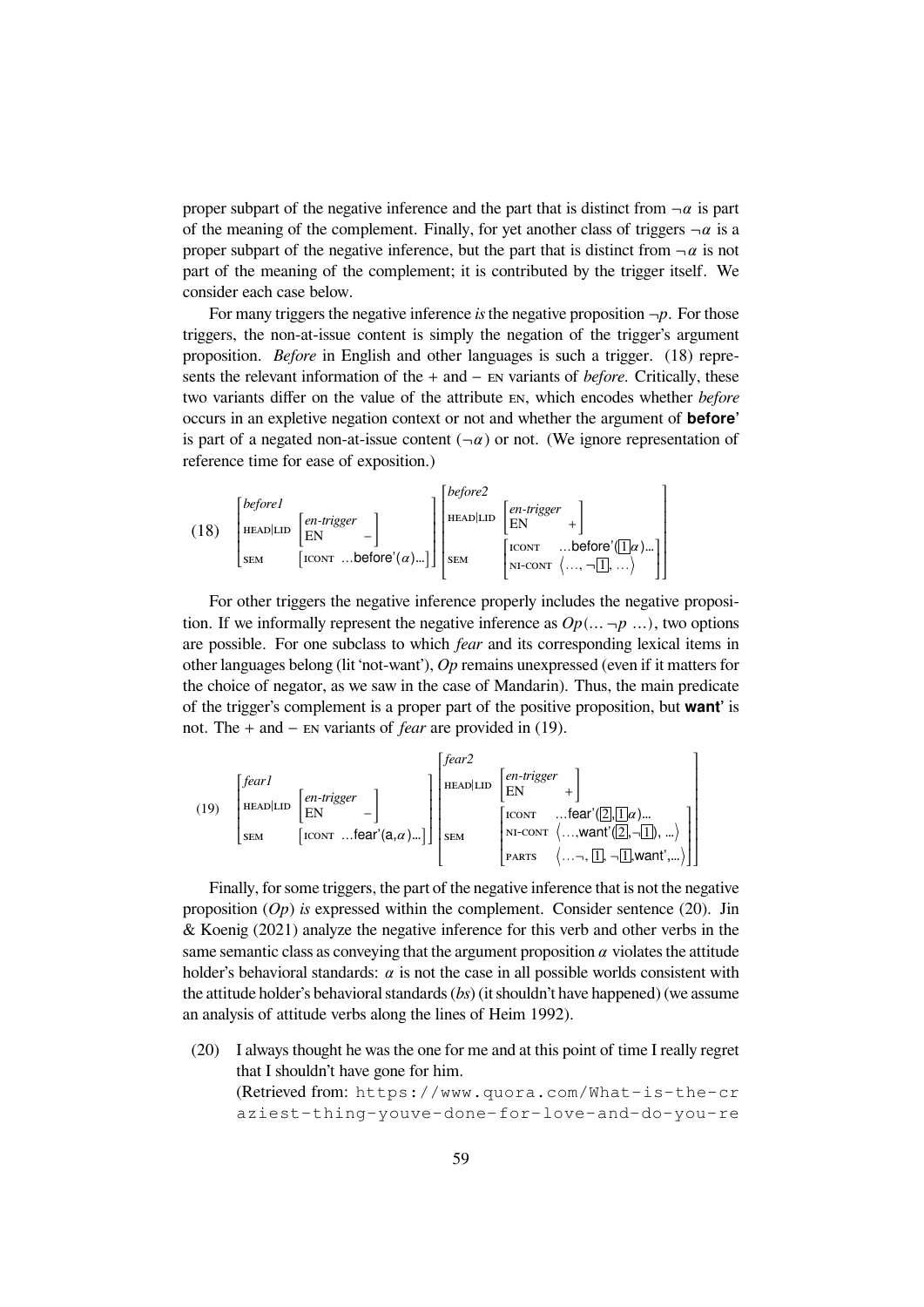proper subpart of the negative inference and the part that is distinct from $\neg\alpha$ is part of the meaning of the complement. Finally, for yet another class of triggers $\neg\alpha$ is a proper subpart of the negative inference, but the part that is distinct from $\neg\alpha$ is not part of the meaning of the complement; it is contributed by the trigger itself. We consider each case below.

For many triggers the negative inference *is* the negative proposition $\neg p$. For those triggers, the non-at-issue content is simply the negation of the trigger's argument proposition. *Before* in English and other languages is such a trigger. (18) represents the relevant information of the + and − EN variants of *before*. Critically, these two variants differ on the value of the attribute EN, which encodes whether *before* occurs in an expletive negation context or not and whether the argument of **before'** is part of a negated non-at-issue content ($\neg\alpha$) or not. (We ignore representation of reference time for ease of exposition.)

(18)
$$\begin{bmatrix} \textit{before1} & \\ \text{HEAD|LID} & \begin{bmatrix} \textit{en-trigger} \\ \text{EN} \quad - \end{bmatrix} \\ \text{SEM} & \begin{bmatrix} \text{ICONT} \ \ldots\textbf{before'}(\alpha)\ldots \end{bmatrix} \end{bmatrix} \begin{bmatrix} \textit{before2} & \\ \text{HEAD|LID} & \begin{bmatrix} \textit{en-trigger} \\ \text{EN} \quad + \end{bmatrix} \\ \text{SEM} & \begin{bmatrix} \text{ICONT} & \ldots\textbf{before'}(\boxed{1}\alpha)\ldots \\ \text{NI-CONT} & \langle \ldots, \neg\boxed{1}, \ldots \rangle \end{bmatrix} \end{bmatrix}$$

For other triggers the negative inference properly includes the negative proposition. If we informally represent the negative inference as $Op(\ldots \neg p \ \ldots)$, two options are possible. For one subclass to which *fear* and its corresponding lexical items in other languages belong (lit 'not-want'), *Op* remains unexpressed (even if it matters for the choice of negator, as we saw in the case of Mandarin). Thus, the main predicate of the trigger's complement is a proper part of the positive proposition, but **want'** is not. The + and − EN variants of *fear* are provided in (19).

(19)
$$\begin{bmatrix} \textit{fear1} & \\ \text{HEAD|LID} & \begin{bmatrix} \textit{en-trigger} \\ \text{EN} \quad - \end{bmatrix} \\ \text{SEM} & \begin{bmatrix} \text{ICONT} \ \ldots\textbf{fear'}(\textbf{a},\alpha)\ldots \end{bmatrix} \end{bmatrix} \begin{bmatrix} \textit{fear2} & \\ \text{HEAD|LID} & \begin{bmatrix} \textit{en-trigger} \\ \text{EN} \quad + \end{bmatrix} \\ \text{SEM} & \begin{bmatrix} \text{ICONT} & \ldots\textbf{fear'}(\boxed{2},\boxed{1}\alpha)\ldots \\ \text{NI-CONT} & \langle \ldots,\textbf{want'}(\boxed{2},\neg\boxed{1}), \ldots \rangle \\ \text{PARTS} & \langle \ldots\neg, \boxed{1}, \neg\boxed{1},\textbf{want'},\ldots \rangle \end{bmatrix} \end{bmatrix}$$

Finally, for some triggers, the part of the negative inference that is not the negative proposition (*Op*) *is* expressed within the complement. Consider sentence (20). Jin & Koenig (2021) analyze the negative inference for this verb and other verbs in the same semantic class as conveying that the argument proposition $\alpha$ violates the attitude holder's behavioral standards: $\alpha$ is not the case in all possible worlds consistent with the attitude holder's behavioral standards (*bs*) (it shouldn't have happened) (we assume an analysis of attitude verbs along the lines of Heim 1992).

(20) I always thought he was the one for me and at this point of time I really regret that I shouldn't have gone for him.
(Retrieved from: https://www.quora.com/What-is-the-craziest-thing-youve-done-for-love-and-do-you-re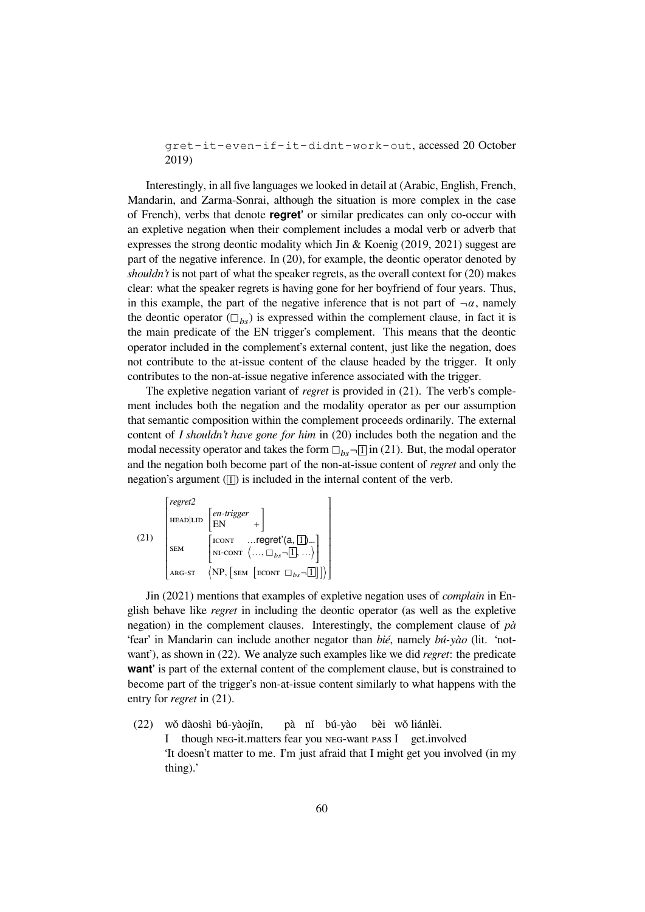gret-it-even-if-it-didnt-work-out, accessed 20 October 2019)

Interestingly, in all five languages we looked in detail at (Arabic, English, French, Mandarin, and Zarma-Sonrai, although the situation is more complex in the case of French), verbs that denote **regret'** or similar predicates can only co-occur with an expletive negation when their complement includes a modal verb or adverb that expresses the strong deontic modality which Jin & Koenig (2019, 2021) suggest are part of the negative inference. In (20), for example, the deontic operator denoted by *shouldn't* is not part of what the speaker regrets, as the overall context for (20) makes clear: what the speaker regrets is having gone for her boyfriend of four years. Thus, in this example, the part of the negative inference that is not part of $\neg\alpha$, namely the deontic operator ($\square_{bs}$) is expressed within the complement clause, in fact it is the main predicate of the EN trigger's complement. This means that the deontic operator included in the complement's external content, just like the negation, does not contribute to the at-issue content of the clause headed by the trigger. It only contributes to the non-at-issue negative inference associated with the trigger.

The expletive negation variant of *regret* is provided in (21). The verb's complement includes both the negation and the modality operator as per our assumption that semantic composition within the complement proceeds ordinarily. The external content of *I shouldn't have gone for him* in (20) includes both the negation and the modal necessity operator and takes the form $\square_{bs}\neg\boxed{1}$ in (21). But, the modal operator and the negation both become part of the non-at-issue content of *regret* and only the negation's argument ($\boxed{1}$) is included in the internal content of the verb.

(21)
$$\begin{bmatrix} \textit{regret2} & \\ \text{HEAD|LID} & \begin{bmatrix} \textit{en-trigger} & \\ \text{EN} & + \end{bmatrix} \\ \text{SEM} & \begin{bmatrix} \text{ICONT} & \text{...regret'(a, } \boxed{1}\text{)...} \\ \text{NI-CONT} & \langle \ldots, \square_{bs}\neg\boxed{1}, \ldots \rangle \end{bmatrix} \\ \text{ARG-ST} & \langle \text{NP}, \begin{bmatrix} \text{SEM} & \begin{bmatrix} \text{ECONT} & \square_{bs}\neg\boxed{1} \end{bmatrix} \end{bmatrix} \rangle \end{bmatrix}$$

Jin (2021) mentions that examples of expletive negation uses of *complain* in English behave like *regret* in including the deontic operator (as well as the expletive negation) in the complement clauses. Interestingly, the complement clause of *pà* 'fear' in Mandarin can include another negator than *bié*, namely *bú-yào* (lit. 'not-want'), as shown in (22). We analyze such examples like we did *regret*: the predicate **want'** is part of the external content of the complement clause, but is constrained to become part of the trigger's non-at-issue content similarly to what happens with the entry for *regret* in (21).

(22) wǒ dàoshì bú-yàojǐn, pà nǐ bú-yào bèi wǒ liánlèi.
I though NEG-it.matters fear you NEG-want PASS I get.involved
'It doesn't matter to me. I'm just afraid that I might get you involved (in my thing).'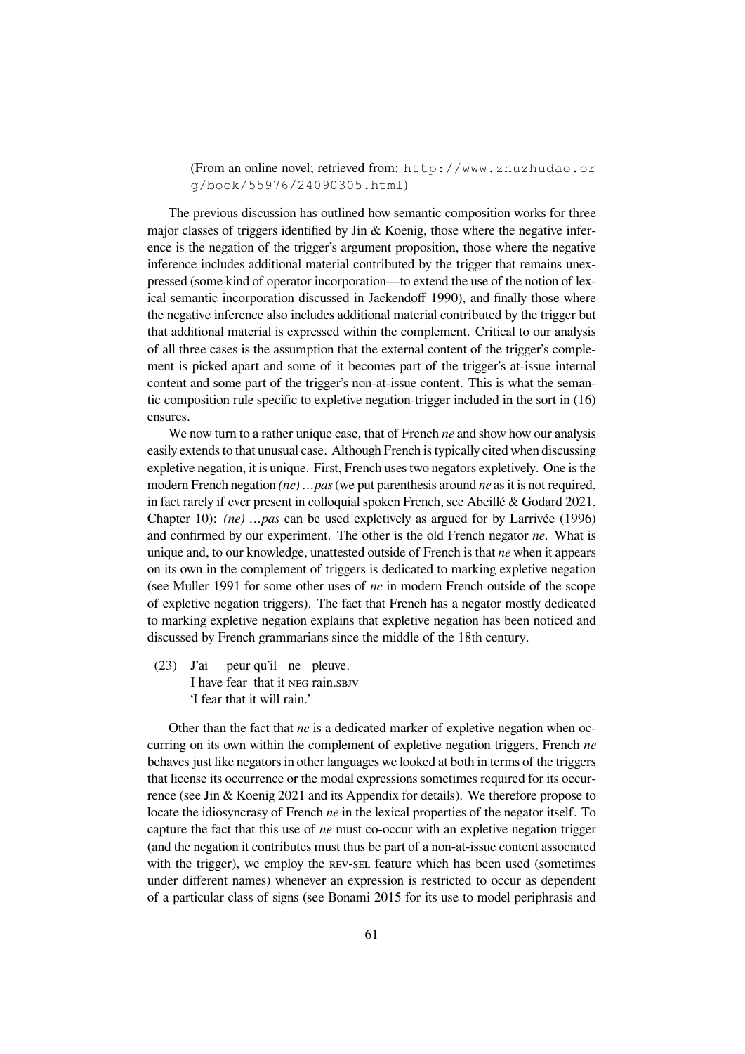(From an online novel; retrieved from: http://www.zhuzhudao.org/book/55976/24090305.html)

The previous discussion has outlined how semantic composition works for three major classes of triggers identified by Jin & Koenig, those where the negative inference is the negation of the trigger's argument proposition, those where the negative inference includes additional material contributed by the trigger that remains unexpressed (some kind of operator incorporation—to extend the use of the notion of lexical semantic incorporation discussed in Jackendoff 1990), and finally those where the negative inference also includes additional material contributed by the trigger but that additional material is expressed within the complement. Critical to our analysis of all three cases is the assumption that the external content of the trigger's complement is picked apart and some of it becomes part of the trigger's at-issue internal content and some part of the trigger's non-at-issue content. This is what the semantic composition rule specific to expletive negation-trigger included in the sort in (16) ensures.

We now turn to a rather unique case, that of French *ne* and show how our analysis easily extends to that unusual case. Although French is typically cited when discussing expletive negation, it is unique. First, French uses two negators expletively. One is the modern French negation *(ne) …pas* (we put parenthesis around *ne* as it is not required, in fact rarely if ever present in colloquial spoken French, see Abeillé & Godard 2021, Chapter 10): *(ne) …pas* can be used expletively as argued for by Larrivée (1996) and confirmed by our experiment. The other is the old French negator *ne*. What is unique and, to our knowledge, unattested outside of French is that *ne* when it appears on its own in the complement of triggers is dedicated to marking expletive negation (see Muller 1991 for some other uses of *ne* in modern French outside of the scope of expletive negation triggers). The fact that French has a negator mostly dedicated to marking expletive negation explains that expletive negation has been noticed and discussed by French grammarians since the middle of the 18th century.

(23) J'ai peur qu'il ne pleuve.
I have fear that it NEG rain.SBJV
'I fear that it will rain.'

Other than the fact that *ne* is a dedicated marker of expletive negation when occurring on its own within the complement of expletive negation triggers, French *ne* behaves just like negators in other languages we looked at both in terms of the triggers that license its occurrence or the modal expressions sometimes required for its occurrence (see Jin & Koenig 2021 and its Appendix for details). We therefore propose to locate the idiosyncrasy of French *ne* in the lexical properties of the negator itself. To capture the fact that this use of *ne* must co-occur with an expletive negation trigger (and the negation it contributes must thus be part of a non-at-issue content associated with the trigger), we employ the REV-SEL feature which has been used (sometimes under different names) whenever an expression is restricted to occur as dependent of a particular class of signs (see Bonami 2015 for its use to model periphrasis and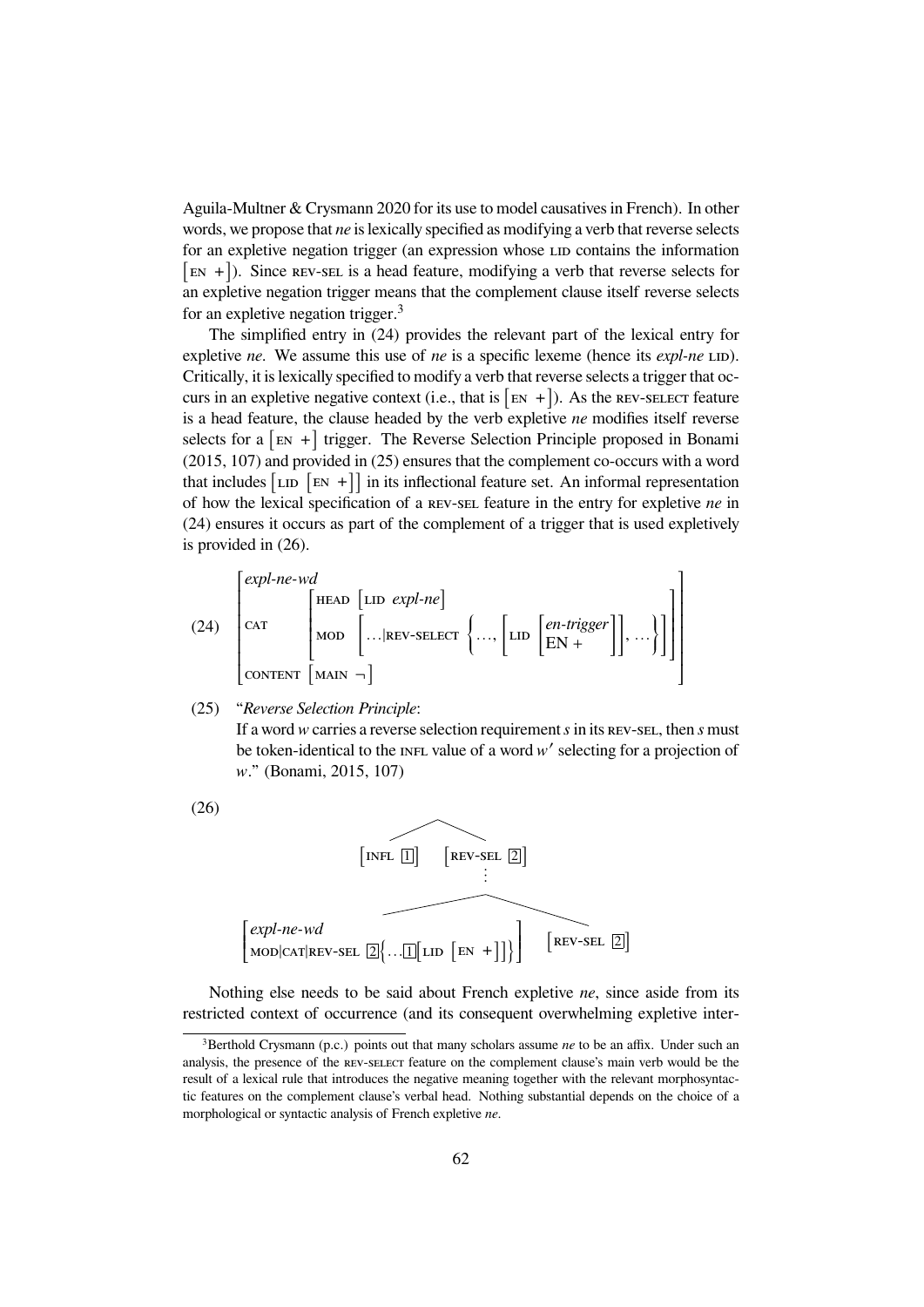Aguila-Multner & Crysmann 2020 for its use to model causatives in French). In other words, we propose that *ne* is lexically specified as modifying a verb that reverse selects for an expletive negation trigger (an expression whose LID contains the information [EN +]). Since REV-SEL is a head feature, modifying a verb that reverse selects for an expletive negation trigger means that the complement clause itself reverse selects for an expletive negation trigger.[3]

The simplified entry in (24) provides the relevant part of the lexical entry for expletive *ne*. We assume this use of *ne* is a specific lexeme (hence its *expl-ne* LID). Critically, it is lexically specified to modify a verb that reverse selects a trigger that occurs in an expletive negative context (i.e., that is [EN +]). As the REV-SELECT feature is a head feature, the clause headed by the verb expletive *ne* modifies itself reverse selects for a [EN +] trigger. The Reverse Selection Principle proposed in Bonami (2015, 107) and provided in (25) ensures that the complement co-occurs with a word that includes [LID [EN +]] in its inflectional feature set. An informal representation of how the lexical specification of a REV-SEL feature in the entry for expletive *ne* in (24) ensures it occurs as part of the complement of a trigger that is used expletively is provided in (26).

(24)
$$
\begin{bmatrix}
\textit{expl-ne-wd} \\
\text{CAT} & \begin{bmatrix} \text{HEAD} & \begin{bmatrix} \text{LID} & \textit{expl-ne} \end{bmatrix} \\ \text{MOD} & \begin{bmatrix} \ldots|\text{REV-SELECT} \left\{ \ldots, \begin{bmatrix} \text{LID} & \begin{bmatrix} \textit{en-trigger} \\ \text{EN} + \end{bmatrix} \end{bmatrix}, \ldots \right\} \end{bmatrix} \end{bmatrix} \\
\text{CONTENT} & \begin{bmatrix} \text{MAIN} & \neg \end{bmatrix}
\end{bmatrix}
$$

(25) "*Reverse Selection Principle*:
If a word *w* carries a reverse selection requirement *s* in its REV-SEL, then *s* must be token-identical to the INFL value of a word *w′* selecting for a projection of *w*." (Bonami, 2015, 107)

(26)

```
              /        \
     [INFL [1]]     [REV-SEL [2]]
                          :
              /                          \
[expl-ne-wd                                  ]
[MOD|CAT|REV-SEL [2]{...[1][LID [EN +]]}]     [REV-SEL [2]]
```

Nothing else needs to be said about French expletive *ne*, since aside from its restricted context of occurrence (and its consequent overwhelming expletive inter-

[3] Berthold Crysmann (p.c.) points out that many scholars assume *ne* to be an affix. Under such an analysis, the presence of the REV-SELECT feature on the complement clause's main verb would be the result of a lexical rule that introduces the negative meaning together with the relevant morphosyntactic features on the complement clause's verbal head. Nothing substantial depends on the choice of a morphological or syntactic analysis of French expletive *ne*.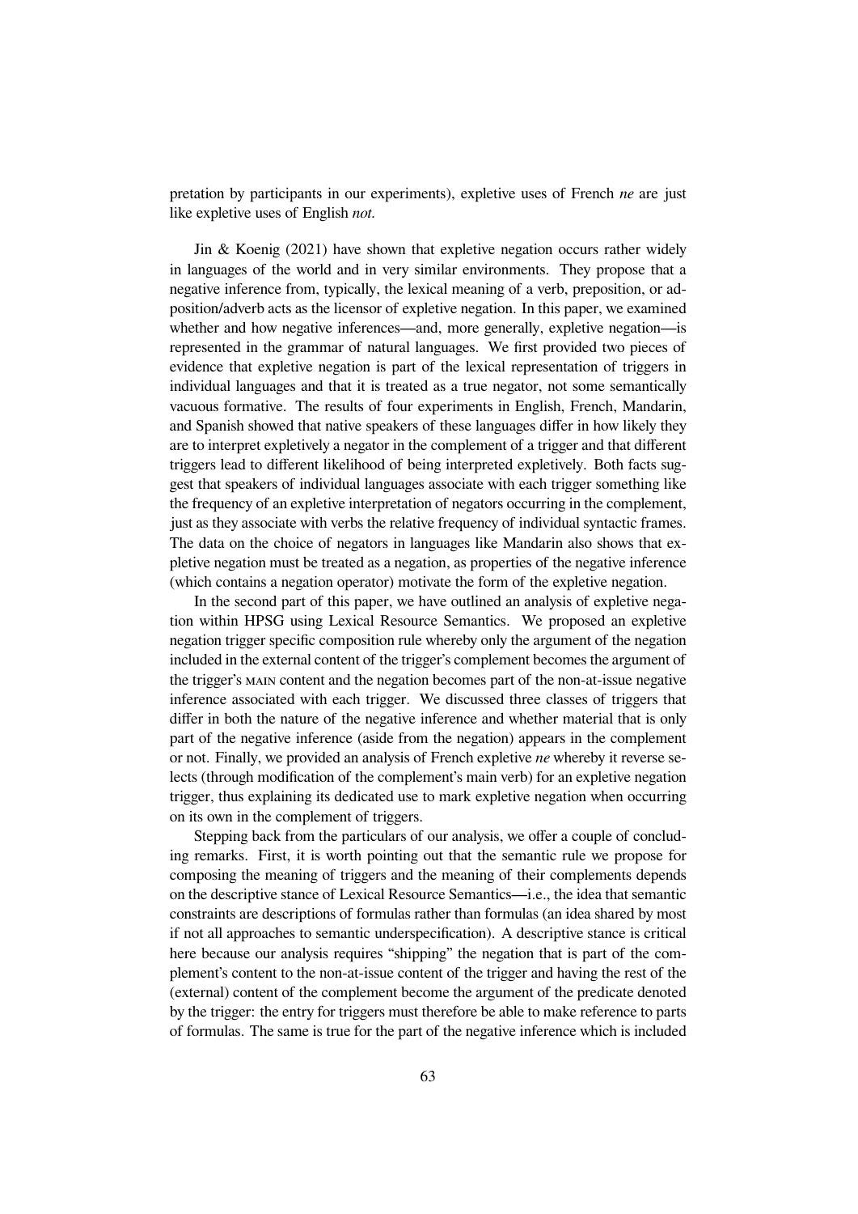pretation by participants in our experiments), expletive uses of French *ne* are just like expletive uses of English *not.*

Jin & Koenig (2021) have shown that expletive negation occurs rather widely in languages of the world and in very similar environments. They propose that a negative inference from, typically, the lexical meaning of a verb, preposition, or adposition/adverb acts as the licensor of expletive negation. In this paper, we examined whether and how negative inferences—and, more generally, expletive negation—is represented in the grammar of natural languages. We first provided two pieces of evidence that expletive negation is part of the lexical representation of triggers in individual languages and that it is treated as a true negator, not some semantically vacuous formative. The results of four experiments in English, French, Mandarin, and Spanish showed that native speakers of these languages differ in how likely they are to interpret expletively a negator in the complement of a trigger and that different triggers lead to different likelihood of being interpreted expletively. Both facts suggest that speakers of individual languages associate with each trigger something like the frequency of an expletive interpretation of negators occurring in the complement, just as they associate with verbs the relative frequency of individual syntactic frames. The data on the choice of negators in languages like Mandarin also shows that expletive negation must be treated as a negation, as properties of the negative inference (which contains a negation operator) motivate the form of the expletive negation.

In the second part of this paper, we have outlined an analysis of expletive negation within HPSG using Lexical Resource Semantics. We proposed an expletive negation trigger specific composition rule whereby only the argument of the negation included in the external content of the trigger's complement becomes the argument of the trigger's MAIN content and the negation becomes part of the non-at-issue negative inference associated with each trigger. We discussed three classes of triggers that differ in both the nature of the negative inference and whether material that is only part of the negative inference (aside from the negation) appears in the complement or not. Finally, we provided an analysis of French expletive *ne* whereby it reverse selects (through modification of the complement's main verb) for an expletive negation trigger, thus explaining its dedicated use to mark expletive negation when occurring on its own in the complement of triggers.

Stepping back from the particulars of our analysis, we offer a couple of concluding remarks. First, it is worth pointing out that the semantic rule we propose for composing the meaning of triggers and the meaning of their complements depends on the descriptive stance of Lexical Resource Semantics—i.e., the idea that semantic constraints are descriptions of formulas rather than formulas (an idea shared by most if not all approaches to semantic underspecification). A descriptive stance is critical here because our analysis requires "shipping" the negation that is part of the complement's content to the non-at-issue content of the trigger and having the rest of the (external) content of the complement become the argument of the predicate denoted by the trigger: the entry for triggers must therefore be able to make reference to parts of formulas. The same is true for the part of the negative inference which is included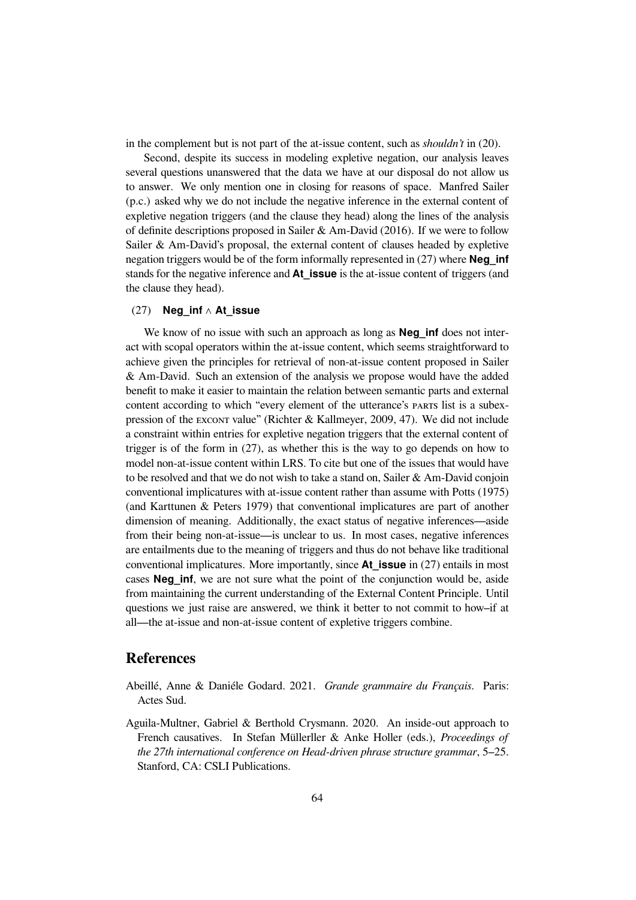in the complement but is not part of the at-issue content, such as *shouldn't* in (20).

Second, despite its success in modeling expletive negation, our analysis leaves several questions unanswered that the data we have at our disposal do not allow us to answer. We only mention one in closing for reasons of space. Manfred Sailer (p.c.) asked why we do not include the negative inference in the external content of expletive negation triggers (and the clause they head) along the lines of the analysis of definite descriptions proposed in Sailer & Am-David (2016). If we were to follow Sailer & Am-David's proposal, the external content of clauses headed by expletive negation triggers would be of the form informally represented in (27) where **Neg_inf** stands for the negative inference and **At_issue** is the at-issue content of triggers (and the clause they head).

(27) **Neg_inf** ∧ **At_issue**

We know of no issue with such an approach as long as **Neg_inf** does not interact with scopal operators within the at-issue content, which seems straightforward to achieve given the principles for retrieval of non-at-issue content proposed in Sailer & Am-David. Such an extension of the analysis we propose would have the added benefit to make it easier to maintain the relation between semantic parts and external content according to which "every element of the utterance's PARTS list is a subexpression of the EXCONT value" (Richter & Kallmeyer, 2009, 47). We did not include a constraint within entries for expletive negation triggers that the external content of trigger is of the form in (27), as whether this is the way to go depends on how to model non-at-issue content within LRS. To cite but one of the issues that would have to be resolved and that we do not wish to take a stand on, Sailer & Am-David conjoin conventional implicatures with at-issue content rather than assume with Potts (1975) (and Karttunen & Peters 1979) that conventional implicatures are part of another dimension of meaning. Additionally, the exact status of negative inferences—aside from their being non-at-issue—is unclear to us. In most cases, negative inferences are entailments due to the meaning of triggers and thus do not behave like traditional conventional implicatures. More importantly, since **At_issue** in (27) entails in most cases **Neg_inf**, we are not sure what the point of the conjunction would be, aside from maintaining the current understanding of the External Content Principle. Until questions we just raise are answered, we think it better to not commit to how–if at all—the at-issue and non-at-issue content of expletive triggers combine.

# References

Abeillé, Anne & Daniéle Godard. 2021. *Grande grammaire du Français*. Paris: Actes Sud.

Aguila-Multner, Gabriel & Berthold Crysmann. 2020. An inside-out approach to French causatives. In Stefan Müllerller & Anke Holler (eds.), *Proceedings of the 27th international conference on Head-driven phrase structure grammar*, 5–25. Stanford, CA: CSLI Publications.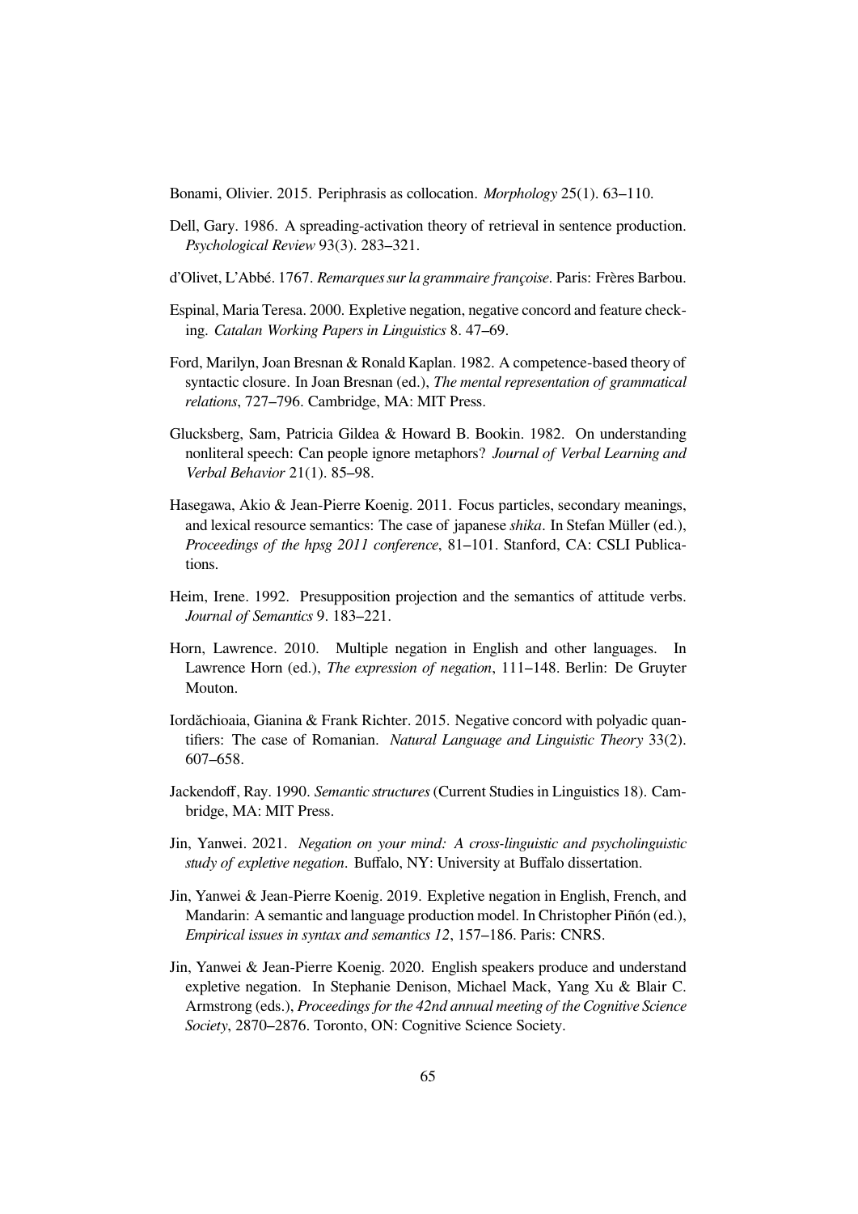Bonami, Olivier. 2015. Periphrasis as collocation. *Morphology* 25(1). 63–110.

Dell, Gary. 1986. A spreading-activation theory of retrieval in sentence production. *Psychological Review* 93(3). 283–321.

d'Olivet, L'Abbé. 1767. *Remarques sur la grammaire françoise*. Paris: Frères Barbou.

Espinal, Maria Teresa. 2000. Expletive negation, negative concord and feature checking. *Catalan Working Papers in Linguistics* 8. 47–69.

Ford, Marilyn, Joan Bresnan & Ronald Kaplan. 1982. A competence-based theory of syntactic closure. In Joan Bresnan (ed.), *The mental representation of grammatical relations*, 727–796. Cambridge, MA: MIT Press.

Glucksberg, Sam, Patricia Gildea & Howard B. Bookin. 1982. On understanding nonliteral speech: Can people ignore metaphors? *Journal of Verbal Learning and Verbal Behavior* 21(1). 85–98.

Hasegawa, Akio & Jean-Pierre Koenig. 2011. Focus particles, secondary meanings, and lexical resource semantics: The case of japanese *shika*. In Stefan Müller (ed.), *Proceedings of the hpsg 2011 conference*, 81–101. Stanford, CA: CSLI Publications.

Heim, Irene. 1992. Presupposition projection and the semantics of attitude verbs. *Journal of Semantics* 9. 183–221.

Horn, Lawrence. 2010. Multiple negation in English and other languages. In Lawrence Horn (ed.), *The expression of negation*, 111–148. Berlin: De Gruyter Mouton.

Iordăchioaia, Gianina & Frank Richter. 2015. Negative concord with polyadic quantifiers: The case of Romanian. *Natural Language and Linguistic Theory* 33(2). 607–658.

Jackendoff, Ray. 1990. *Semantic structures* (Current Studies in Linguistics 18). Cambridge, MA: MIT Press.

Jin, Yanwei. 2021. *Negation on your mind: A cross-linguistic and psycholinguistic study of expletive negation*. Buffalo, NY: University at Buffalo dissertation.

Jin, Yanwei & Jean-Pierre Koenig. 2019. Expletive negation in English, French, and Mandarin: A semantic and language production model. In Christopher Piñón (ed.), *Empirical issues in syntax and semantics 12*, 157–186. Paris: CNRS.

Jin, Yanwei & Jean-Pierre Koenig. 2020. English speakers produce and understand expletive negation. In Stephanie Denison, Michael Mack, Yang Xu & Blair C. Armstrong (eds.), *Proceedings for the 42nd annual meeting of the Cognitive Science Society*, 2870–2876. Toronto, ON: Cognitive Science Society.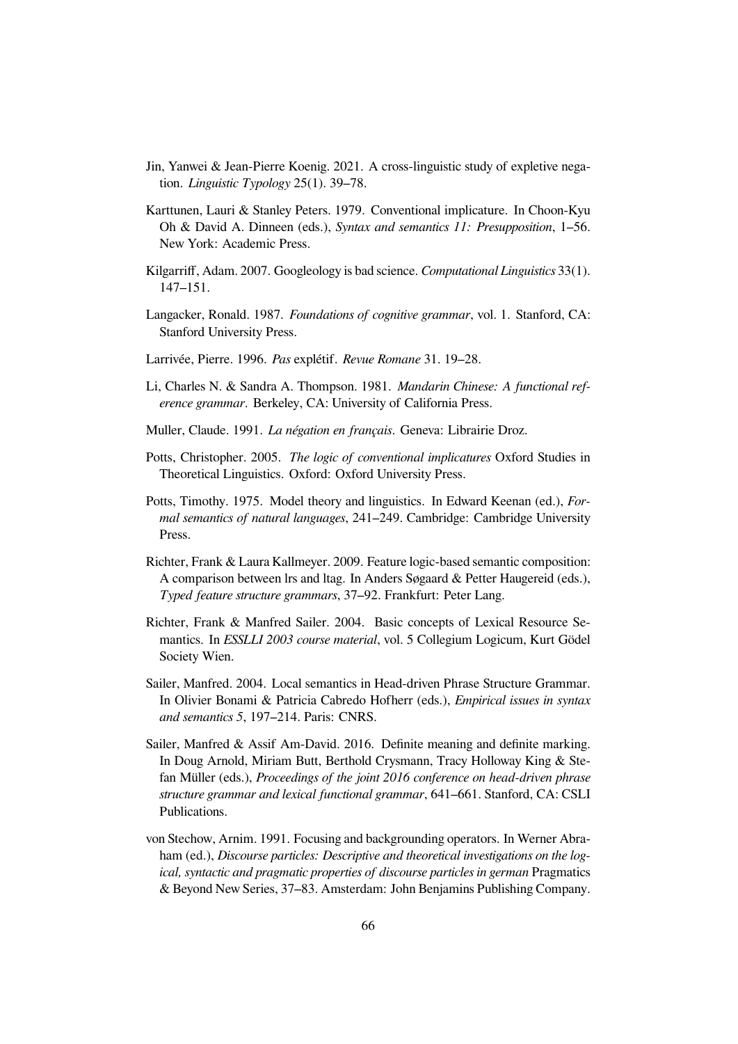Jin, Yanwei & Jean-Pierre Koenig. 2021. A cross-linguistic study of expletive negation. *Linguistic Typology* 25(1). 39–78.

Karttunen, Lauri & Stanley Peters. 1979. Conventional implicature. In Choon-Kyu Oh & David A. Dinneen (eds.), *Syntax and semantics 11: Presupposition*, 1–56. New York: Academic Press.

Kilgarriff, Adam. 2007. Googleology is bad science. *Computational Linguistics* 33(1). 147–151.

Langacker, Ronald. 1987. *Foundations of cognitive grammar*, vol. 1. Stanford, CA: Stanford University Press.

Larrivée, Pierre. 1996. *Pas* explétif. *Revue Romane* 31. 19–28.

Li, Charles N. & Sandra A. Thompson. 1981. *Mandarin Chinese: A functional reference grammar*. Berkeley, CA: University of California Press.

Muller, Claude. 1991. *La négation en français*. Geneva: Librairie Droz.

Potts, Christopher. 2005. *The logic of conventional implicatures* Oxford Studies in Theoretical Linguistics. Oxford: Oxford University Press.

Potts, Timothy. 1975. Model theory and linguistics. In Edward Keenan (ed.), *Formal semantics of natural languages*, 241–249. Cambridge: Cambridge University Press.

Richter, Frank & Laura Kallmeyer. 2009. Feature logic-based semantic composition: A comparison between lrs and ltag. In Anders Søgaard & Petter Haugereid (eds.), *Typed feature structure grammars*, 37–92. Frankfurt: Peter Lang.

Richter, Frank & Manfred Sailer. 2004. Basic concepts of Lexical Resource Semantics. In *ESSLLI 2003 course material*, vol. 5 Collegium Logicum, Kurt Gödel Society Wien.

Sailer, Manfred. 2004. Local semantics in Head-driven Phrase Structure Grammar. In Olivier Bonami & Patricia Cabredo Hofherr (eds.), *Empirical issues in syntax and semantics 5*, 197–214. Paris: CNRS.

Sailer, Manfred & Assif Am-David. 2016. Definite meaning and definite marking. In Doug Arnold, Miriam Butt, Berthold Crysmann, Tracy Holloway King & Stefan Müller (eds.), *Proceedings of the joint 2016 conference on head-driven phrase structure grammar and lexical functional grammar*, 641–661. Stanford, CA: CSLI Publications.

von Stechow, Arnim. 1991. Focusing and backgrounding operators. In Werner Abraham (ed.), *Discourse particles: Descriptive and theoretical investigations on the logical, syntactic and pragmatic properties of discourse particles in german* Pragmatics & Beyond New Series, 37–83. Amsterdam: John Benjamins Publishing Company.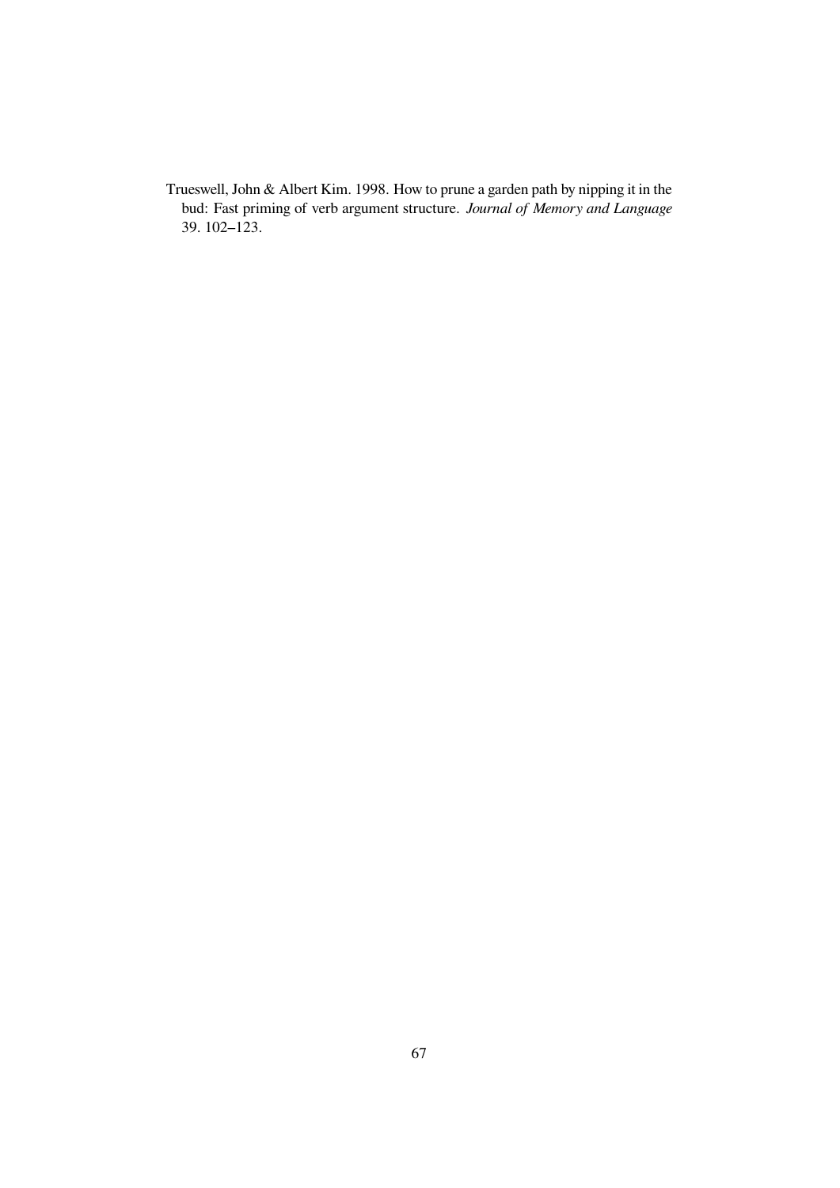Trueswell, John & Albert Kim. 1998. How to prune a garden path by nipping it in the bud: Fast priming of verb argument structure. *Journal of Memory and Language* 39. 102–123.